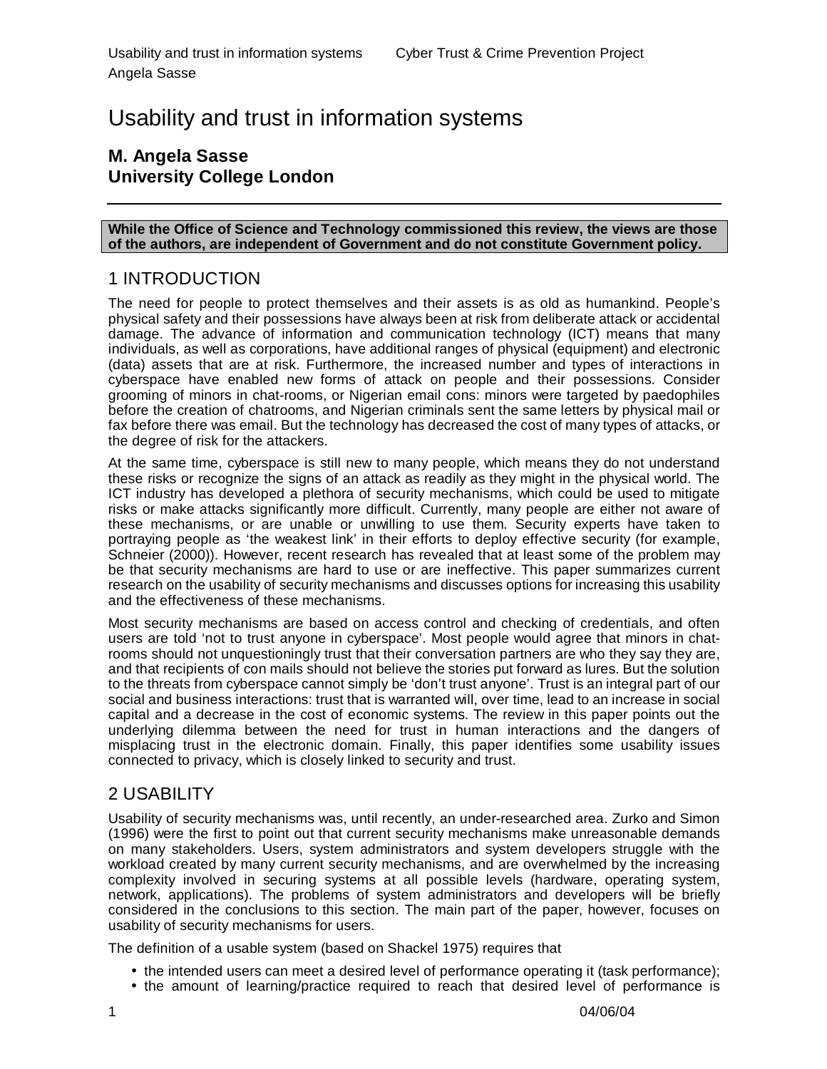# Usability and trust in information systems

**M. Angela Sasse**
**University College London**

---

**While the Office of Science and Technology commissioned this review, the views are those of the authors, are independent of Government and do not constitute Government policy.**

## 1 INTRODUCTION

The need for people to protect themselves and their assets is as old as humankind. People's physical safety and their possessions have always been at risk from deliberate attack or accidental damage. The advance of information and communication technology (ICT) means that many individuals, as well as corporations, have additional ranges of physical (equipment) and electronic (data) assets that are at risk. Furthermore, the increased number and types of interactions in cyberspace have enabled new forms of attack on people and their possessions. Consider grooming of minors in chat-rooms, or Nigerian email cons: minors were targeted by paedophiles before the creation of chatrooms, and Nigerian criminals sent the same letters by physical mail or fax before there was email. But the technology has decreased the cost of many types of attacks, or the degree of risk for the attackers.

At the same time, cyberspace is still new to many people, which means they do not understand these risks or recognize the signs of an attack as readily as they might in the physical world. The ICT industry has developed a plethora of security mechanisms, which could be used to mitigate risks or make attacks significantly more difficult. Currently, many people are either not aware of these mechanisms, or are unable or unwilling to use them. Security experts have taken to portraying people as 'the weakest link' in their efforts to deploy effective security (for example, Schneier (2000)). However, recent research has revealed that at least some of the problem may be that security mechanisms are hard to use or are ineffective. This paper summarizes current research on the usability of security mechanisms and discusses options for increasing this usability and the effectiveness of these mechanisms.

Most security mechanisms are based on access control and checking of credentials, and often users are told 'not to trust anyone in cyberspace'. Most people would agree that minors in chat-rooms should not unquestioningly trust that their conversation partners are who they say they are, and that recipients of con mails should not believe the stories put forward as lures. But the solution to the threats from cyberspace cannot simply be 'don't trust anyone'. Trust is an integral part of our social and business interactions: trust that is warranted will, over time, lead to an increase in social capital and a decrease in the cost of economic systems. The review in this paper points out the underlying dilemma between the need for trust in human interactions and the dangers of misplacing trust in the electronic domain. Finally, this paper identifies some usability issues connected to privacy, which is closely linked to security and trust.

## 2 USABILITY

Usability of security mechanisms was, until recently, an under-researched area. Zurko and Simon (1996) were the first to point out that current security mechanisms make unreasonable demands on many stakeholders. Users, system administrators and system developers struggle with the workload created by many current security mechanisms, and are overwhelmed by the increasing complexity involved in securing systems at all possible levels (hardware, operating system, network, applications). The problems of system administrators and developers will be briefly considered in the conclusions to this section. The main part of the paper, however, focuses on usability of security mechanisms for users.

The definition of a usable system (based on Shackel 1975) requires that

- the intended users can meet a desired level of performance operating it (task performance);
- the amount of learning/practice required to reach that desired level of performance is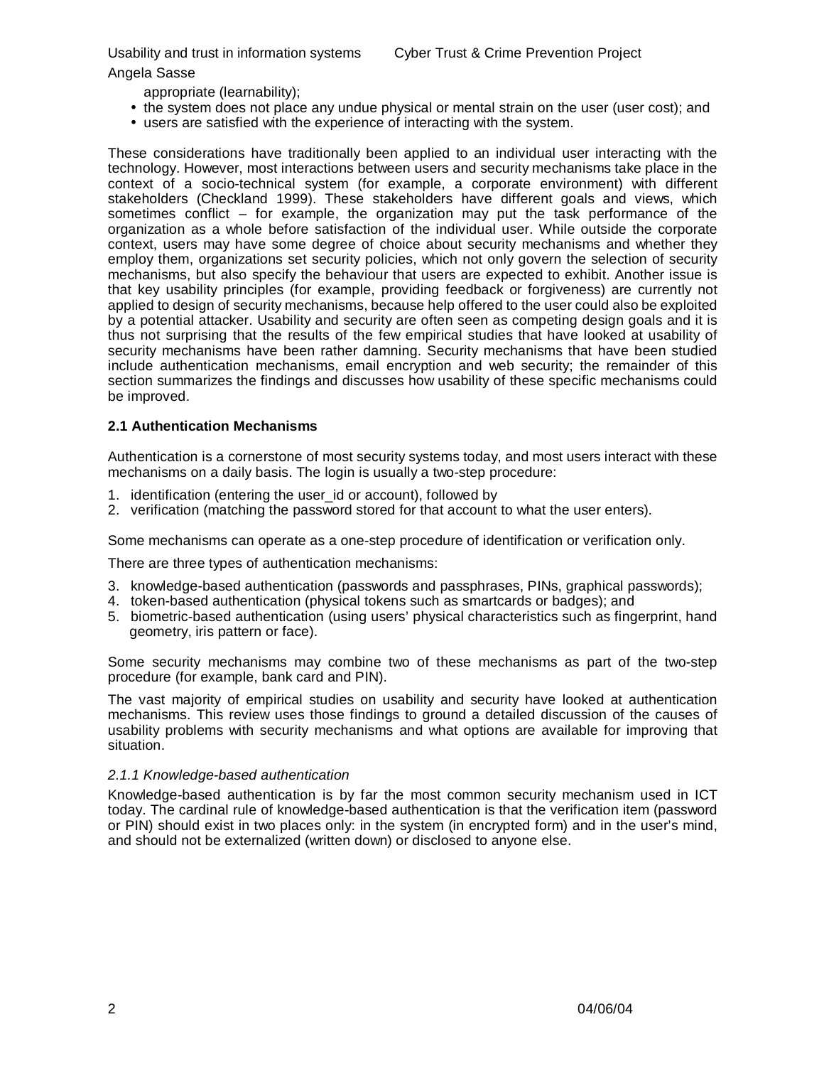appropriate (learnability);

- the system does not place any undue physical or mental strain on the user (user cost); and
- users are satisfied with the experience of interacting with the system.

These considerations have traditionally been applied to an individual user interacting with the technology. However, most interactions between users and security mechanisms take place in the context of a socio-technical system (for example, a corporate environment) with different stakeholders (Checkland 1999). These stakeholders have different goals and views, which sometimes conflict – for example, the organization may put the task performance of the organization as a whole before satisfaction of the individual user. While outside the corporate context, users may have some degree of choice about security mechanisms and whether they employ them, organizations set security policies, which not only govern the selection of security mechanisms, but also specify the behaviour that users are expected to exhibit. Another issue is that key usability principles (for example, providing feedback or forgiveness) are currently not applied to design of security mechanisms, because help offered to the user could also be exploited by a potential attacker. Usability and security are often seen as competing design goals and it is thus not surprising that the results of the few empirical studies that have looked at usability of security mechanisms have been rather damning. Security mechanisms that have been studied include authentication mechanisms, email encryption and web security; the remainder of this section summarizes the findings and discusses how usability of these specific mechanisms could be improved.

### 2.1 Authentication Mechanisms

Authentication is a cornerstone of most security systems today, and most users interact with these mechanisms on a daily basis. The login is usually a two-step procedure:

1. identification (entering the user_id or account), followed by
2. verification (matching the password stored for that account to what the user enters).

Some mechanisms can operate as a one-step procedure of identification or verification only.

There are three types of authentication mechanisms:

3. knowledge-based authentication (passwords and passphrases, PINs, graphical passwords);
4. token-based authentication (physical tokens such as smartcards or badges); and
5. biometric-based authentication (using users' physical characteristics such as fingerprint, hand geometry, iris pattern or face).

Some security mechanisms may combine two of these mechanisms as part of the two-step procedure (for example, bank card and PIN).

The vast majority of empirical studies on usability and security have looked at authentication mechanisms. This review uses those findings to ground a detailed discussion of the causes of usability problems with security mechanisms and what options are available for improving that situation.

#### *2.1.1 Knowledge-based authentication*

Knowledge-based authentication is by far the most common security mechanism used in ICT today. The cardinal rule of knowledge-based authentication is that the verification item (password or PIN) should exist in two places only: in the system (in encrypted form) and in the user's mind, and should not be externalized (written down) or disclosed to anyone else.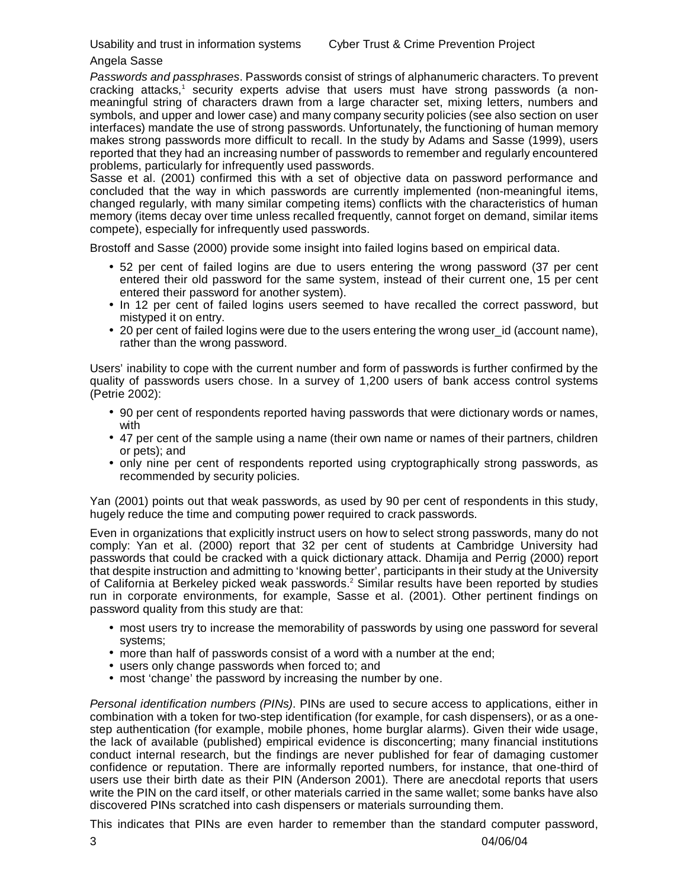*Passwords and passphrases*. Passwords consist of strings of alphanumeric characters. To prevent cracking attacks,[1] security experts advise that users must have strong passwords (a non-meaningful string of characters drawn from a large character set, mixing letters, numbers and symbols, and upper and lower case) and many company security policies (see also section on user interfaces) mandate the use of strong passwords. Unfortunately, the functioning of human memory makes strong passwords more difficult to recall. In the study by Adams and Sasse (1999), users reported that they had an increasing number of passwords to remember and regularly encountered problems, particularly for infrequently used passwords.

Sasse et al. (2001) confirmed this with a set of objective data on password performance and concluded that the way in which passwords are currently implemented (non-meaningful items, changed regularly, with many similar competing items) conflicts with the characteristics of human memory (items decay over time unless recalled frequently, cannot forget on demand, similar items compete), especially for infrequently used passwords.

Brostoff and Sasse (2000) provide some insight into failed logins based on empirical data.

- 52 per cent of failed logins are due to users entering the wrong password (37 per cent entered their old password for the same system, instead of their current one, 15 per cent entered their password for another system).
- In 12 per cent of failed logins users seemed to have recalled the correct password, but mistyped it on entry.
- 20 per cent of failed logins were due to the users entering the wrong user_id (account name), rather than the wrong password.

Users' inability to cope with the current number and form of passwords is further confirmed by the quality of passwords users chose. In a survey of 1,200 users of bank access control systems (Petrie 2002):

- 90 per cent of respondents reported having passwords that were dictionary words or names, with
- 47 per cent of the sample using a name (their own name or names of their partners, children or pets); and
- only nine per cent of respondents reported using cryptographically strong passwords, as recommended by security policies.

Yan (2001) points out that weak passwords, as used by 90 per cent of respondents in this study, hugely reduce the time and computing power required to crack passwords.

Even in organizations that explicitly instruct users on how to select strong passwords, many do not comply: Yan et al. (2000) report that 32 per cent of students at Cambridge University had passwords that could be cracked with a quick dictionary attack. Dhamija and Perrig (2000) report that despite instruction and admitting to 'knowing better', participants in their study at the University of California at Berkeley picked weak passwords.[2] Similar results have been reported by studies run in corporate environments, for example, Sasse et al. (2001). Other pertinent findings on password quality from this study are that:

- most users try to increase the memorability of passwords by using one password for several systems;
- more than half of passwords consist of a word with a number at the end;
- users only change passwords when forced to; and
- most 'change' the password by increasing the number by one.

*Personal identification numbers (PINs)*. PINs are used to secure access to applications, either in combination with a token for two-step identification (for example, for cash dispensers), or as a one-step authentication (for example, mobile phones, home burglar alarms). Given their wide usage, the lack of available (published) empirical evidence is disconcerting; many financial institutions conduct internal research, but the findings are never published for fear of damaging customer confidence or reputation. There are informally reported numbers, for instance, that one-third of users use their birth date as their PIN (Anderson 2001). There are anecdotal reports that users write the PIN on the card itself, or other materials carried in the same wallet; some banks have also discovered PINs scratched into cash dispensers or materials surrounding them.

This indicates that PINs are even harder to remember than the standard computer password,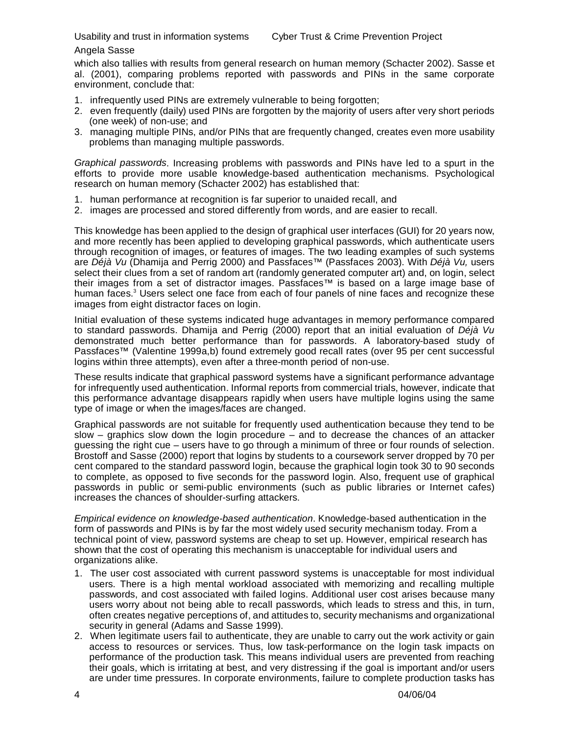which also tallies with results from general research on human memory (Schacter 2002). Sasse et al. (2001), comparing problems reported with passwords and PINs in the same corporate environment, conclude that:

1. infrequently used PINs are extremely vulnerable to being forgotten;
2. even frequently (daily) used PINs are forgotten by the majority of users after very short periods (one week) of non-use; and
3. managing multiple PINs, and/or PINs that are frequently changed, creates even more usability problems than managing multiple passwords.

*Graphical passwords*. Increasing problems with passwords and PINs have led to a spurt in the efforts to provide more usable knowledge-based authentication mechanisms. Psychological research on human memory (Schacter 2002) has established that:

1. human performance at recognition is far superior to unaided recall, and
2. images are processed and stored differently from words, and are easier to recall.

This knowledge has been applied to the design of graphical user interfaces (GUI) for 20 years now, and more recently has been applied to developing graphical passwords, which authenticate users through recognition of images, or features of images. The two leading examples of such systems are *Déjà Vu* (Dhamija and Perrig 2000) and Passfaces™ (Passfaces 2003). With *Déjà Vu,* users select their clues from a set of random art (randomly generated computer art) and, on login, select their images from a set of distractor images. Passfaces™ is based on a large image base of human faces.[3] Users select one face from each of four panels of nine faces and recognize these images from eight distractor faces on login.

Initial evaluation of these systems indicated huge advantages in memory performance compared to standard passwords. Dhamija and Perrig (2000) report that an initial evaluation of *Déjà Vu* demonstrated much better performance than for passwords. A laboratory-based study of Passfaces™ (Valentine 1999a,b) found extremely good recall rates (over 95 per cent successful logins within three attempts), even after a three-month period of non-use.

These results indicate that graphical password systems have a significant performance advantage for infrequently used authentication. Informal reports from commercial trials, however, indicate that this performance advantage disappears rapidly when users have multiple logins using the same type of image or when the images/faces are changed.

Graphical passwords are not suitable for frequently used authentication because they tend to be slow – graphics slow down the login procedure – and to decrease the chances of an attacker guessing the right cue – users have to go through a minimum of three or four rounds of selection. Brostoff and Sasse (2000) report that logins by students to a coursework server dropped by 70 per cent compared to the standard password login, because the graphical login took 30 to 90 seconds to complete, as opposed to five seconds for the password login. Also, frequent use of graphical passwords in public or semi-public environments (such as public libraries or Internet cafes) increases the chances of shoulder-surfing attackers.

*Empirical evidence on knowledge-based authentication*. Knowledge-based authentication in the form of passwords and PINs is by far the most widely used security mechanism today. From a technical point of view, password systems are cheap to set up. However, empirical research has shown that the cost of operating this mechanism is unacceptable for individual users and organizations alike.

1. The user cost associated with current password systems is unacceptable for most individual users. There is a high mental workload associated with memorizing and recalling multiple passwords, and cost associated with failed logins. Additional user cost arises because many users worry about not being able to recall passwords, which leads to stress and this, in turn, often creates negative perceptions of, and attitudes to, security mechanisms and organizational security in general (Adams and Sasse 1999).
2. When legitimate users fail to authenticate, they are unable to carry out the work activity or gain access to resources or services. Thus, low task-performance on the login task impacts on performance of the production task. This means individual users are prevented from reaching their goals, which is irritating at best, and very distressing if the goal is important and/or users are under time pressures. In corporate environments, failure to complete production tasks has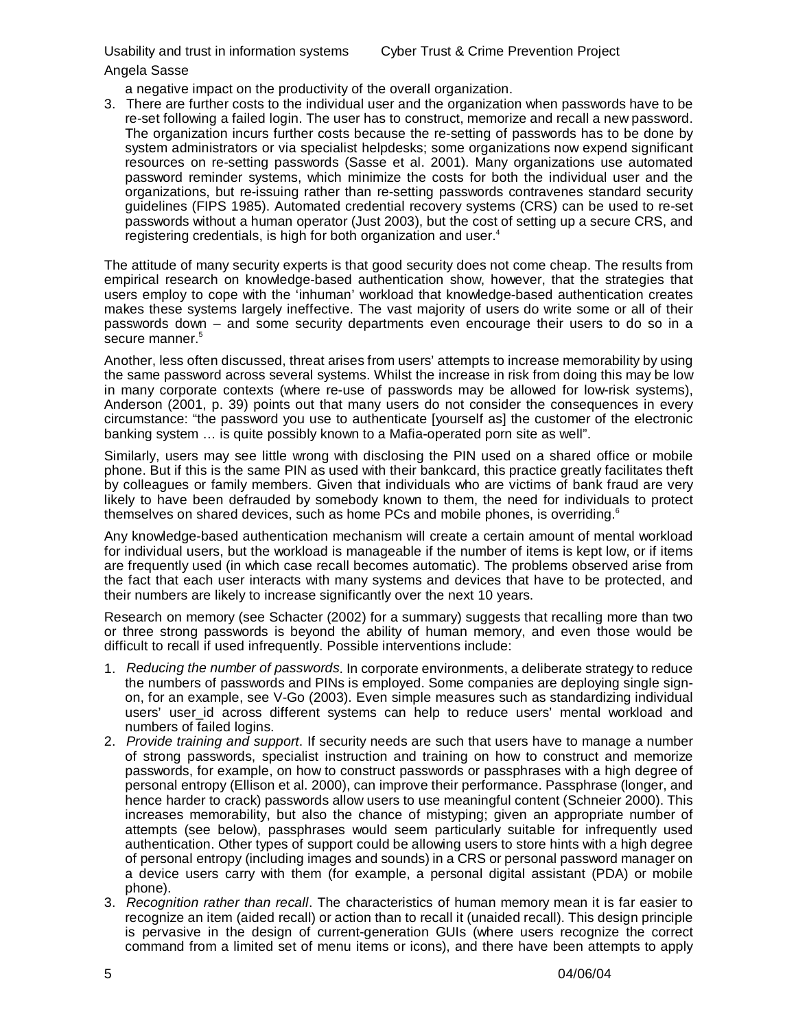a negative impact on the productivity of the overall organization.

3. There are further costs to the individual user and the organization when passwords have to be re-set following a failed login. The user has to construct, memorize and recall a new password. The organization incurs further costs because the re-setting of passwords has to be done by system administrators or via specialist helpdesks; some organizations now expend significant resources on re-setting passwords (Sasse et al. 2001). Many organizations use automated password reminder systems, which minimize the costs for both the individual user and the organizations, but re-issuing rather than re-setting passwords contravenes standard security guidelines (FIPS 1985). Automated credential recovery systems (CRS) can be used to re-set passwords without a human operator (Just 2003), but the cost of setting up a secure CRS, and registering credentials, is high for both organization and user.[4]

The attitude of many security experts is that good security does not come cheap. The results from empirical research on knowledge-based authentication show, however, that the strategies that users employ to cope with the 'inhuman' workload that knowledge-based authentication creates makes these systems largely ineffective. The vast majority of users do write some or all of their passwords down – and some security departments even encourage their users to do so in a secure manner.[5]

Another, less often discussed, threat arises from users' attempts to increase memorability by using the same password across several systems. Whilst the increase in risk from doing this may be low in many corporate contexts (where re-use of passwords may be allowed for low-risk systems), Anderson (2001, p. 39) points out that many users do not consider the consequences in every circumstance: "the password you use to authenticate [yourself as] the customer of the electronic banking system … is quite possibly known to a Mafia-operated porn site as well".

Similarly, users may see little wrong with disclosing the PIN used on a shared office or mobile phone. But if this is the same PIN as used with their bankcard, this practice greatly facilitates theft by colleagues or family members. Given that individuals who are victims of bank fraud are very likely to have been defrauded by somebody known to them, the need for individuals to protect themselves on shared devices, such as home PCs and mobile phones, is overriding.[6]

Any knowledge-based authentication mechanism will create a certain amount of mental workload for individual users, but the workload is manageable if the number of items is kept low, or if items are frequently used (in which case recall becomes automatic). The problems observed arise from the fact that each user interacts with many systems and devices that have to be protected, and their numbers are likely to increase significantly over the next 10 years.

Research on memory (see Schacter (2002) for a summary) suggests that recalling more than two or three strong passwords is beyond the ability of human memory, and even those would be difficult to recall if used infrequently. Possible interventions include:

1. *Reducing the number of passwords*. In corporate environments, a deliberate strategy to reduce the numbers of passwords and PINs is employed. Some companies are deploying single sign-on, for an example, see V-Go (2003). Even simple measures such as standardizing individual users' user_id across different systems can help to reduce users' mental workload and numbers of failed logins.
2. *Provide training and support*. If security needs are such that users have to manage a number of strong passwords, specialist instruction and training on how to construct and memorize passwords, for example, on how to construct passwords or passphrases with a high degree of personal entropy (Ellison et al. 2000), can improve their performance. Passphrase (longer, and hence harder to crack) passwords allow users to use meaningful content (Schneier 2000). This increases memorability, but also the chance of mistyping; given an appropriate number of attempts (see below), passphrases would seem particularly suitable for infrequently used authentication. Other types of support could be allowing users to store hints with a high degree of personal entropy (including images and sounds) in a CRS or personal password manager on a device users carry with them (for example, a personal digital assistant (PDA) or mobile phone).
3. *Recognition rather than recall*. The characteristics of human memory mean it is far easier to recognize an item (aided recall) or action than to recall it (unaided recall). This design principle is pervasive in the design of current-generation GUIs (where users recognize the correct command from a limited set of menu items or icons), and there have been attempts to apply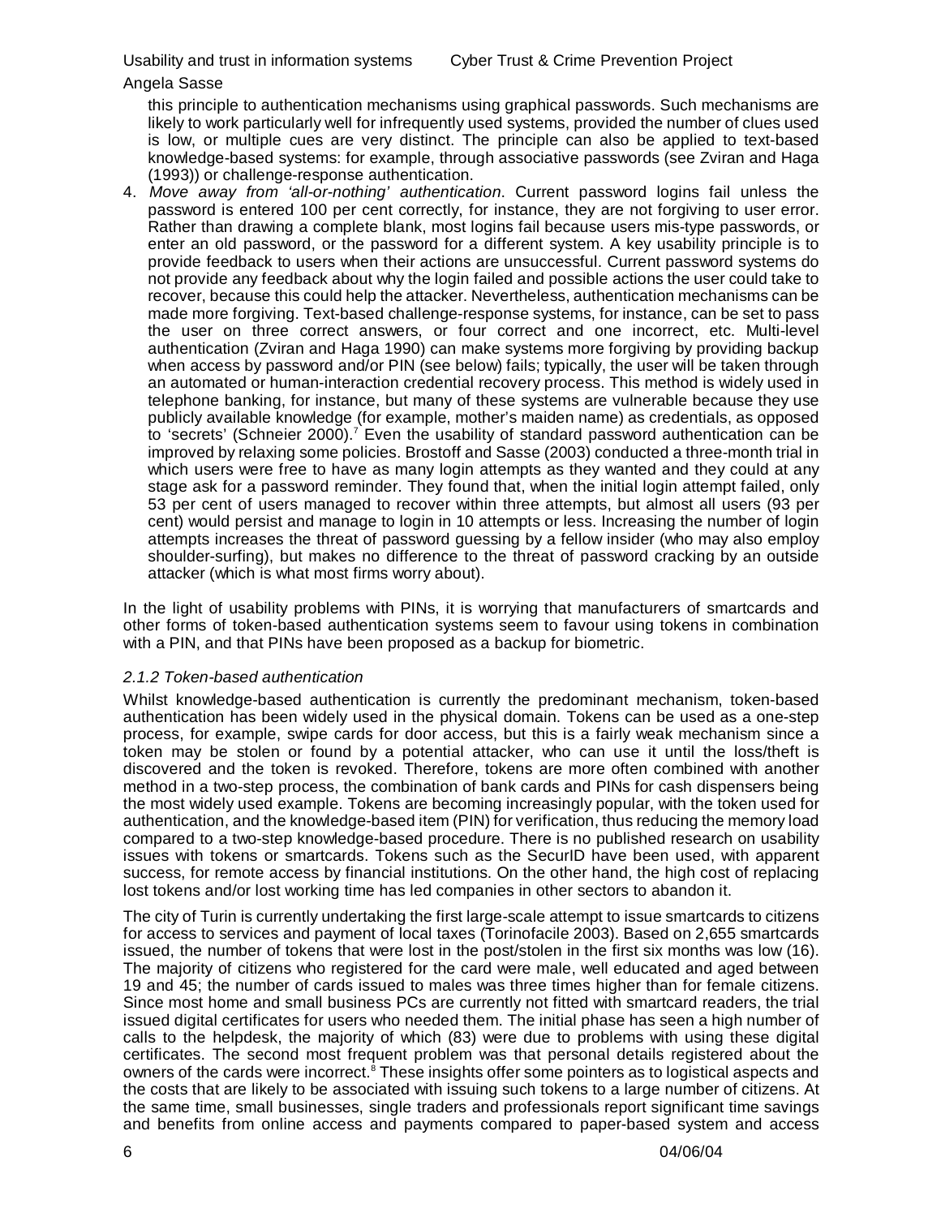this principle to authentication mechanisms using graphical passwords. Such mechanisms are likely to work particularly well for infrequently used systems, provided the number of clues used is low, or multiple cues are very distinct. The principle can also be applied to text-based knowledge-based systems: for example, through associative passwords (see Zviran and Haga (1993)) or challenge-response authentication.

4. *Move away from 'all-or-nothing' authentication*. Current password logins fail unless the password is entered 100 per cent correctly, for instance, they are not forgiving to user error. Rather than drawing a complete blank, most logins fail because users mis-type passwords, or enter an old password, or the password for a different system. A key usability principle is to provide feedback to users when their actions are unsuccessful. Current password systems do not provide any feedback about why the login failed and possible actions the user could take to recover, because this could help the attacker. Nevertheless, authentication mechanisms can be made more forgiving. Text-based challenge-response systems, for instance, can be set to pass the user on three correct answers, or four correct and one incorrect, etc. Multi-level authentication (Zviran and Haga 1990) can make systems more forgiving by providing backup when access by password and/or PIN (see below) fails; typically, the user will be taken through an automated or human-interaction credential recovery process. This method is widely used in telephone banking, for instance, but many of these systems are vulnerable because they use publicly available knowledge (for example, mother's maiden name) as credentials, as opposed to 'secrets' (Schneier 2000).[7] Even the usability of standard password authentication can be improved by relaxing some policies. Brostoff and Sasse (2003) conducted a three-month trial in which users were free to have as many login attempts as they wanted and they could at any stage ask for a password reminder. They found that, when the initial login attempt failed, only 53 per cent of users managed to recover within three attempts, but almost all users (93 per cent) would persist and manage to login in 10 attempts or less. Increasing the number of login attempts increases the threat of password guessing by a fellow insider (who may also employ shoulder-surfing), but makes no difference to the threat of password cracking by an outside attacker (which is what most firms worry about).

In the light of usability problems with PINs, it is worrying that manufacturers of smartcards and other forms of token-based authentication systems seem to favour using tokens in combination with a PIN, and that PINs have been proposed as a backup for biometric.

### *2.1.2 Token-based authentication*

Whilst knowledge-based authentication is currently the predominant mechanism, token-based authentication has been widely used in the physical domain. Tokens can be used as a one-step process, for example, swipe cards for door access, but this is a fairly weak mechanism since a token may be stolen or found by a potential attacker, who can use it until the loss/theft is discovered and the token is revoked. Therefore, tokens are more often combined with another method in a two-step process, the combination of bank cards and PINs for cash dispensers being the most widely used example. Tokens are becoming increasingly popular, with the token used for authentication, and the knowledge-based item (PIN) for verification, thus reducing the memory load compared to a two-step knowledge-based procedure. There is no published research on usability issues with tokens or smartcards. Tokens such as the SecurID have been used, with apparent success, for remote access by financial institutions. On the other hand, the high cost of replacing lost tokens and/or lost working time has led companies in other sectors to abandon it.

The city of Turin is currently undertaking the first large-scale attempt to issue smartcards to citizens for access to services and payment of local taxes (Torinofacile 2003). Based on 2,655 smartcards issued, the number of tokens that were lost in the post/stolen in the first six months was low (16). The majority of citizens who registered for the card were male, well educated and aged between 19 and 45; the number of cards issued to males was three times higher than for female citizens. Since most home and small business PCs are currently not fitted with smartcard readers, the trial issued digital certificates for users who needed them. The initial phase has seen a high number of calls to the helpdesk, the majority of which (83) were due to problems with using these digital certificates. The second most frequent problem was that personal details registered about the owners of the cards were incorrect.[8] These insights offer some pointers as to logistical aspects and the costs that are likely to be associated with issuing such tokens to a large number of citizens. At the same time, small businesses, single traders and professionals report significant time savings and benefits from online access and payments compared to paper-based system and access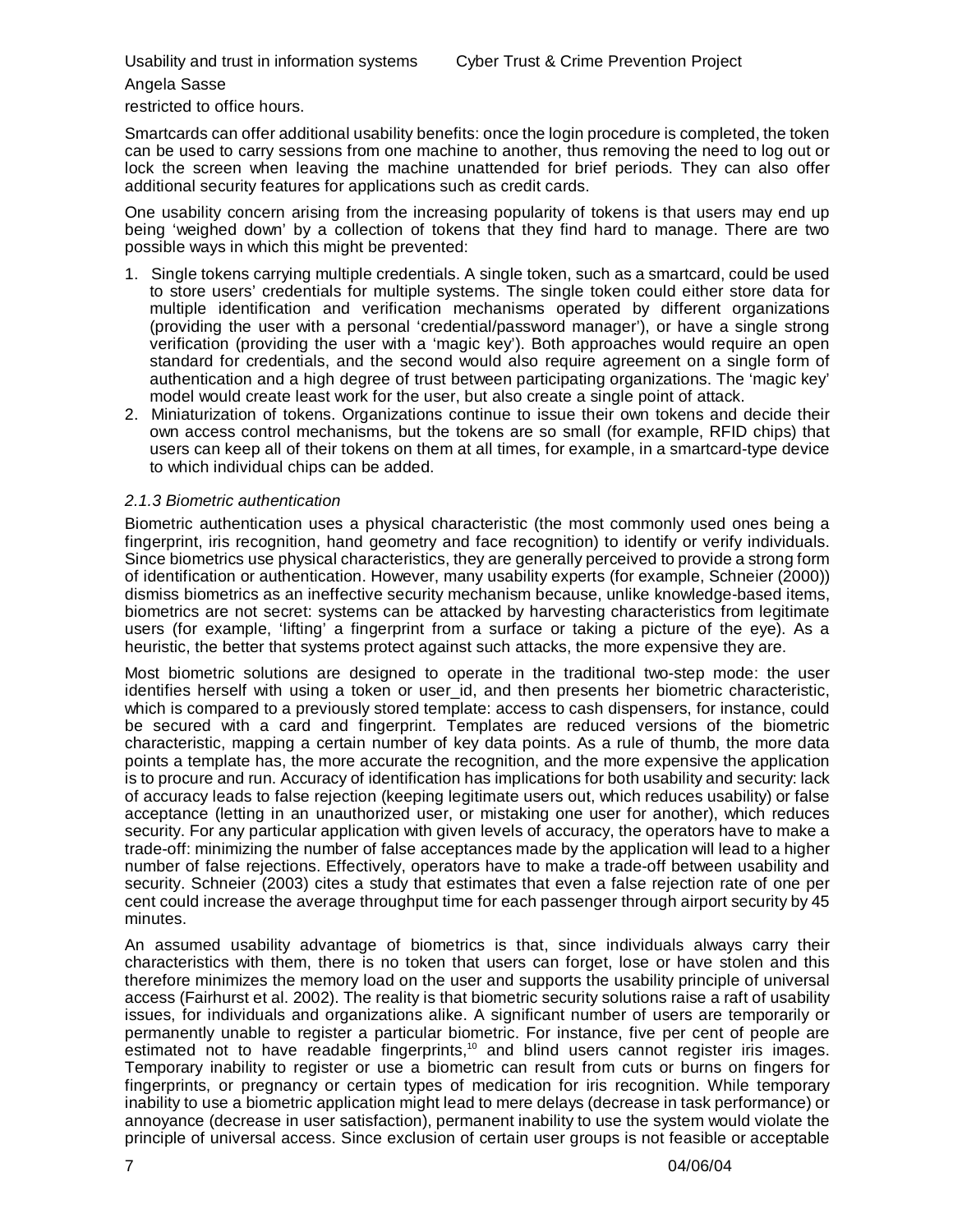restricted to office hours.

Smartcards can offer additional usability benefits: once the login procedure is completed, the token can be used to carry sessions from one machine to another, thus removing the need to log out or lock the screen when leaving the machine unattended for brief periods. They can also offer additional security features for applications such as credit cards.

One usability concern arising from the increasing popularity of tokens is that users may end up being 'weighed down' by a collection of tokens that they find hard to manage. There are two possible ways in which this might be prevented:

1. Single tokens carrying multiple credentials. A single token, such as a smartcard, could be used to store users' credentials for multiple systems. The single token could either store data for multiple identification and verification mechanisms operated by different organizations (providing the user with a personal 'credential/password manager'), or have a single strong verification (providing the user with a 'magic key'). Both approaches would require an open standard for credentials, and the second would also require agreement on a single form of authentication and a high degree of trust between participating organizations. The 'magic key' model would create least work for the user, but also create a single point of attack.
2. Miniaturization of tokens. Organizations continue to issue their own tokens and decide their own access control mechanisms, but the tokens are so small (for example, RFID chips) that users can keep all of their tokens on them at all times, for example, in a smartcard-type device to which individual chips can be added.

### *2.1.3 Biometric authentication*

Biometric authentication uses a physical characteristic (the most commonly used ones being a fingerprint, iris recognition, hand geometry and face recognition) to identify or verify individuals. Since biometrics use physical characteristics, they are generally perceived to provide a strong form of identification or authentication. However, many usability experts (for example, Schneier (2000)) dismiss biometrics as an ineffective security mechanism because, unlike knowledge-based items, biometrics are not secret: systems can be attacked by harvesting characteristics from legitimate users (for example, 'lifting' a fingerprint from a surface or taking a picture of the eye). As a heuristic, the better that systems protect against such attacks, the more expensive they are.

Most biometric solutions are designed to operate in the traditional two-step mode: the user identifies herself with using a token or user_id, and then presents her biometric characteristic, which is compared to a previously stored template: access to cash dispensers, for instance, could be secured with a card and fingerprint. Templates are reduced versions of the biometric characteristic, mapping a certain number of key data points. As a rule of thumb, the more data points a template has, the more accurate the recognition, and the more expensive the application is to procure and run. Accuracy of identification has implications for both usability and security: lack of accuracy leads to false rejection (keeping legitimate users out, which reduces usability) or false acceptance (letting in an unauthorized user, or mistaking one user for another), which reduces security. For any particular application with given levels of accuracy, the operators have to make a trade-off: minimizing the number of false acceptances made by the application will lead to a higher number of false rejections. Effectively, operators have to make a trade-off between usability and security. Schneier (2003) cites a study that estimates that even a false rejection rate of one per cent could increase the average throughput time for each passenger through airport security by 45 minutes.

An assumed usability advantage of biometrics is that, since individuals always carry their characteristics with them, there is no token that users can forget, lose or have stolen and this therefore minimizes the memory load on the user and supports the usability principle of universal access (Fairhurst et al. 2002). The reality is that biometric security solutions raise a raft of usability issues, for individuals and organizations alike. A significant number of users are temporarily or permanently unable to register a particular biometric. For instance, five per cent of people are estimated not to have readable fingerprints,[10] and blind users cannot register iris images. Temporary inability to register or use a biometric can result from cuts or burns on fingers for fingerprints, or pregnancy or certain types of medication for iris recognition. While temporary inability to use a biometric application might lead to mere delays (decrease in task performance) or annoyance (decrease in user satisfaction), permanent inability to use the system would violate the principle of universal access. Since exclusion of certain user groups is not feasible or acceptable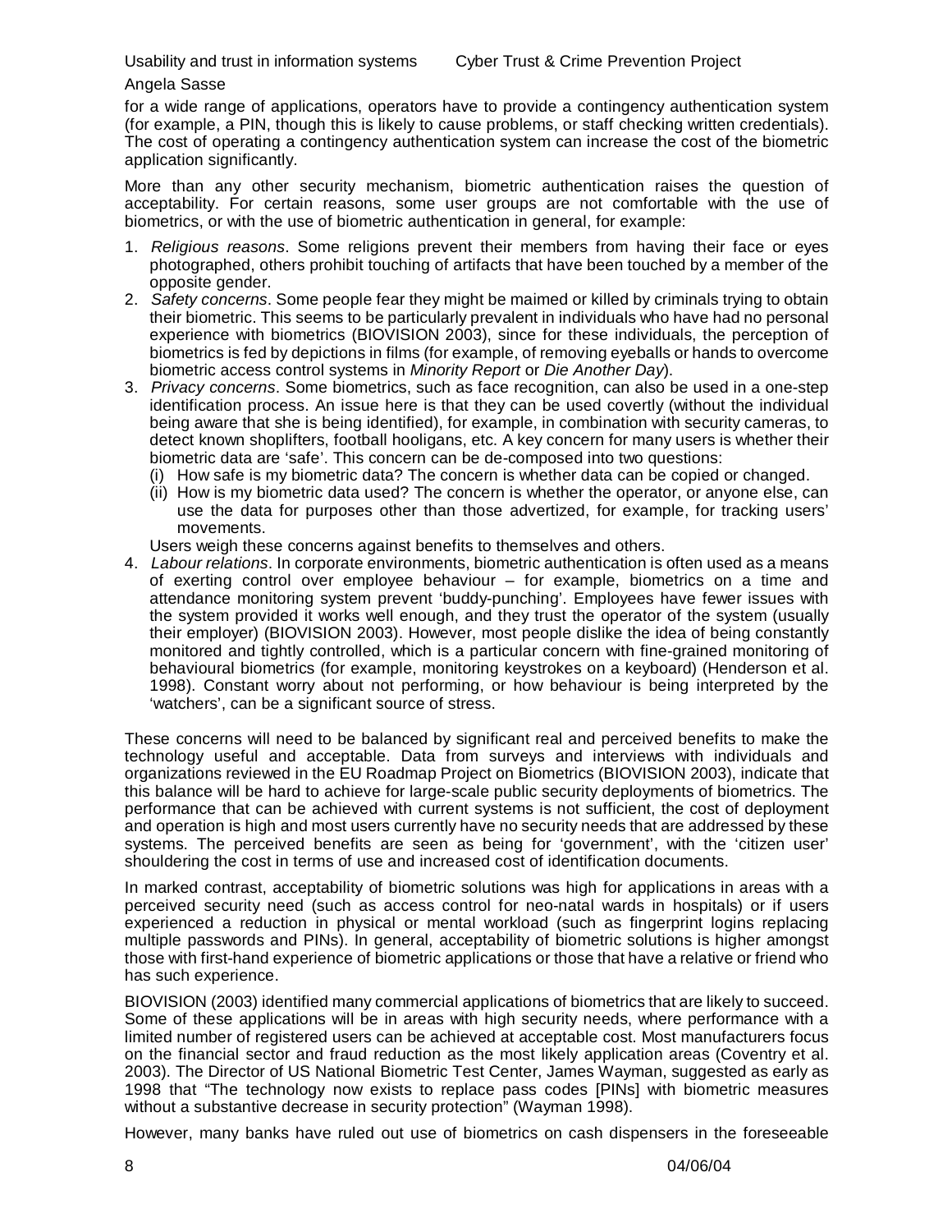for a wide range of applications, operators have to provide a contingency authentication system (for example, a PIN, though this is likely to cause problems, or staff checking written credentials). The cost of operating a contingency authentication system can increase the cost of the biometric application significantly.

More than any other security mechanism, biometric authentication raises the question of acceptability. For certain reasons, some user groups are not comfortable with the use of biometrics, or with the use of biometric authentication in general, for example:

1. *Religious reasons*. Some religions prevent their members from having their face or eyes photographed, others prohibit touching of artifacts that have been touched by a member of the opposite gender.
2. *Safety concerns*. Some people fear they might be maimed or killed by criminals trying to obtain their biometric. This seems to be particularly prevalent in individuals who have had no personal experience with biometrics (BIOVISION 2003), since for these individuals, the perception of biometrics is fed by depictions in films (for example, of removing eyeballs or hands to overcome biometric access control systems in *Minority Report* or *Die Another Day*).
3. *Privacy concerns*. Some biometrics, such as face recognition, can also be used in a one-step identification process. An issue here is that they can be used covertly (without the individual being aware that she is being identified), for example, in combination with security cameras, to detect known shoplifters, football hooligans, etc. A key concern for many users is whether their biometric data are 'safe'. This concern can be de-composed into two questions:
   (i) How safe is my biometric data? The concern is whether data can be copied or changed.
   (ii) How is my biometric data used? The concern is whether the operator, or anyone else, can use the data for purposes other than those advertized, for example, for tracking users' movements.

   Users weigh these concerns against benefits to themselves and others.
4. *Labour relations*. In corporate environments, biometric authentication is often used as a means of exerting control over employee behaviour – for example, biometrics on a time and attendance monitoring system prevent 'buddy-punching'. Employees have fewer issues with the system provided it works well enough, and they trust the operator of the system (usually their employer) (BIOVISION 2003). However, most people dislike the idea of being constantly monitored and tightly controlled, which is a particular concern with fine-grained monitoring of behavioural biometrics (for example, monitoring keystrokes on a keyboard) (Henderson et al. 1998). Constant worry about not performing, or how behaviour is being interpreted by the 'watchers', can be a significant source of stress.

These concerns will need to be balanced by significant real and perceived benefits to make the technology useful and acceptable. Data from surveys and interviews with individuals and organizations reviewed in the EU Roadmap Project on Biometrics (BIOVISION 2003), indicate that this balance will be hard to achieve for large-scale public security deployments of biometrics. The performance that can be achieved with current systems is not sufficient, the cost of deployment and operation is high and most users currently have no security needs that are addressed by these systems. The perceived benefits are seen as being for 'government', with the 'citizen user' shouldering the cost in terms of use and increased cost of identification documents.

In marked contrast, acceptability of biometric solutions was high for applications in areas with a perceived security need (such as access control for neo-natal wards in hospitals) or if users experienced a reduction in physical or mental workload (such as fingerprint logins replacing multiple passwords and PINs). In general, acceptability of biometric solutions is higher amongst those with first-hand experience of biometric applications or those that have a relative or friend who has such experience.

BIOVISION (2003) identified many commercial applications of biometrics that are likely to succeed. Some of these applications will be in areas with high security needs, where performance with a limited number of registered users can be achieved at acceptable cost. Most manufacturers focus on the financial sector and fraud reduction as the most likely application areas (Coventry et al. 2003). The Director of US National Biometric Test Center, James Wayman, suggested as early as 1998 that "The technology now exists to replace pass codes [PINs] with biometric measures without a substantive decrease in security protection" (Wayman 1998).

However, many banks have ruled out use of biometrics on cash dispensers in the foreseeable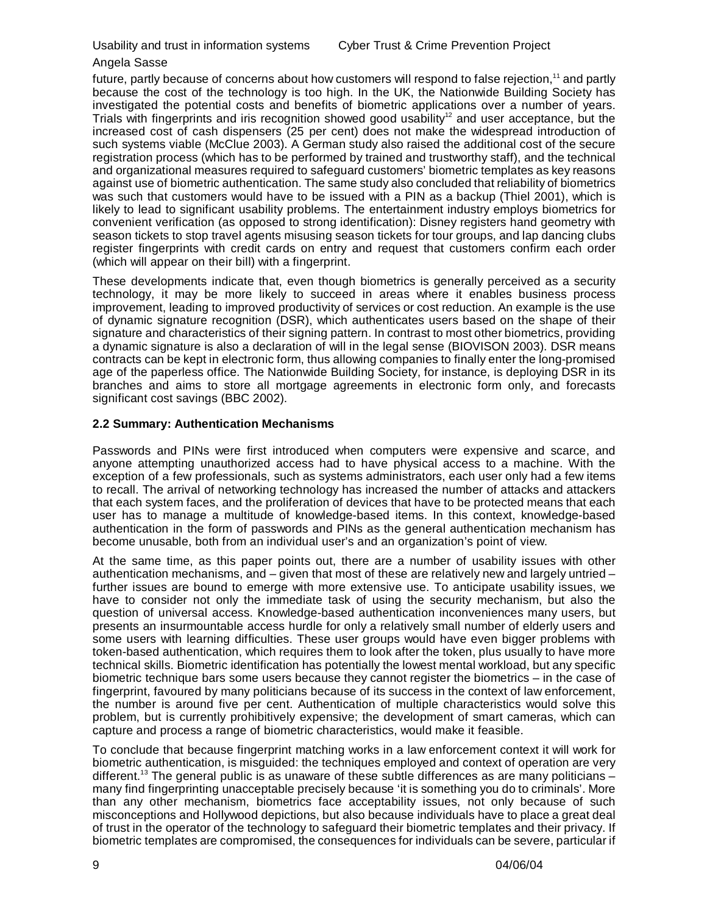future, partly because of concerns about how customers will respond to false rejection,[11] and partly because the cost of the technology is too high. In the UK, the Nationwide Building Society has investigated the potential costs and benefits of biometric applications over a number of years. Trials with fingerprints and iris recognition showed good usability[12] and user acceptance, but the increased cost of cash dispensers (25 per cent) does not make the widespread introduction of such systems viable (McClue 2003). A German study also raised the additional cost of the secure registration process (which has to be performed by trained and trustworthy staff), and the technical and organizational measures required to safeguard customers' biometric templates as key reasons against use of biometric authentication. The same study also concluded that reliability of biometrics was such that customers would have to be issued with a PIN as a backup (Thiel 2001), which is likely to lead to significant usability problems. The entertainment industry employs biometrics for convenient verification (as opposed to strong identification): Disney registers hand geometry with season tickets to stop travel agents misusing season tickets for tour groups, and lap dancing clubs register fingerprints with credit cards on entry and request that customers confirm each order (which will appear on their bill) with a fingerprint.

These developments indicate that, even though biometrics is generally perceived as a security technology, it may be more likely to succeed in areas where it enables business process improvement, leading to improved productivity of services or cost reduction. An example is the use of dynamic signature recognition (DSR), which authenticates users based on the shape of their signature and characteristics of their signing pattern. In contrast to most other biometrics, providing a dynamic signature is also a declaration of will in the legal sense (BIOVISON 2003). DSR means contracts can be kept in electronic form, thus allowing companies to finally enter the long-promised age of the paperless office. The Nationwide Building Society, for instance, is deploying DSR in its branches and aims to store all mortgage agreements in electronic form only, and forecasts significant cost savings (BBC 2002).

### 2.2 Summary: Authentication Mechanisms

Passwords and PINs were first introduced when computers were expensive and scarce, and anyone attempting unauthorized access had to have physical access to a machine. With the exception of a few professionals, such as systems administrators, each user only had a few items to recall. The arrival of networking technology has increased the number of attacks and attackers that each system faces, and the proliferation of devices that have to be protected means that each user has to manage a multitude of knowledge-based items. In this context, knowledge-based authentication in the form of passwords and PINs as the general authentication mechanism has become unusable, both from an individual user's and an organization's point of view.

At the same time, as this paper points out, there are a number of usability issues with other authentication mechanisms, and – given that most of these are relatively new and largely untried – further issues are bound to emerge with more extensive use. To anticipate usability issues, we have to consider not only the immediate task of using the security mechanism, but also the question of universal access. Knowledge-based authentication inconveniences many users, but presents an insurmountable access hurdle for only a relatively small number of elderly users and some users with learning difficulties. These user groups would have even bigger problems with token-based authentication, which requires them to look after the token, plus usually to have more technical skills. Biometric identification has potentially the lowest mental workload, but any specific biometric technique bars some users because they cannot register the biometrics – in the case of fingerprint, favoured by many politicians because of its success in the context of law enforcement, the number is around five per cent. Authentication of multiple characteristics would solve this problem, but is currently prohibitively expensive; the development of smart cameras, which can capture and process a range of biometric characteristics, would make it feasible.

To conclude that because fingerprint matching works in a law enforcement context it will work for biometric authentication, is misguided: the techniques employed and context of operation are very different.[13] The general public is as unaware of these subtle differences as are many politicians – many find fingerprinting unacceptable precisely because 'it is something you do to criminals'. More than any other mechanism, biometrics face acceptability issues, not only because of such misconceptions and Hollywood depictions, but also because individuals have to place a great deal of trust in the operator of the technology to safeguard their biometric templates and their privacy. If biometric templates are compromised, the consequences for individuals can be severe, particular if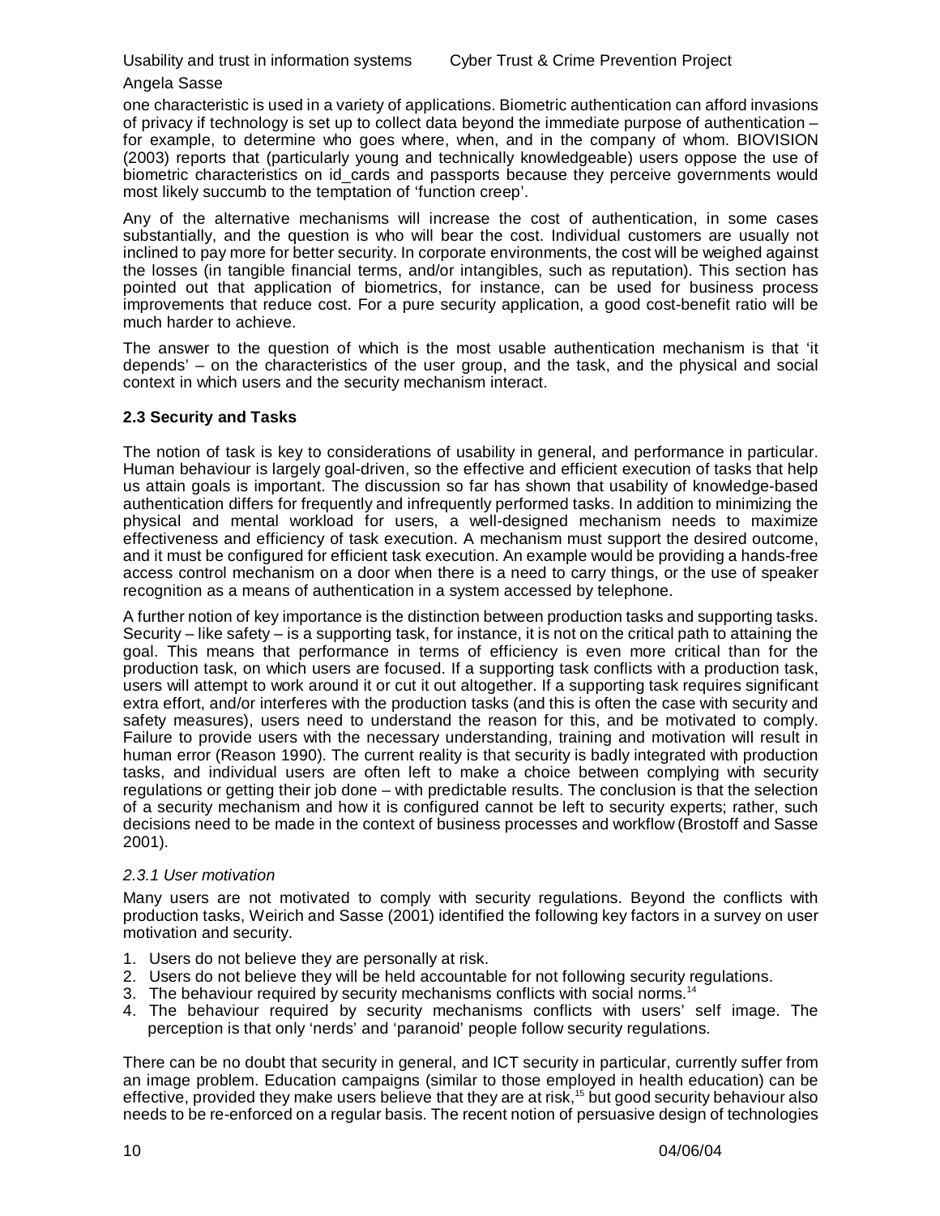one characteristic is used in a variety of applications. Biometric authentication can afford invasions of privacy if technology is set up to collect data beyond the immediate purpose of authentication – for example, to determine who goes where, when, and in the company of whom. BIOVISION (2003) reports that (particularly young and technically knowledgeable) users oppose the use of biometric characteristics on id_cards and passports because they perceive governments would most likely succumb to the temptation of 'function creep'.

Any of the alternative mechanisms will increase the cost of authentication, in some cases substantially, and the question is who will bear the cost. Individual customers are usually not inclined to pay more for better security. In corporate environments, the cost will be weighed against the losses (in tangible financial terms, and/or intangibles, such as reputation). This section has pointed out that application of biometrics, for instance, can be used for business process improvements that reduce cost. For a pure security application, a good cost-benefit ratio will be much harder to achieve.

The answer to the question of which is the most usable authentication mechanism is that 'it depends' – on the characteristics of the user group, and the task, and the physical and social context in which users and the security mechanism interact.

### 2.3 Security and Tasks

The notion of task is key to considerations of usability in general, and performance in particular. Human behaviour is largely goal-driven, so the effective and efficient execution of tasks that help us attain goals is important. The discussion so far has shown that usability of knowledge-based authentication differs for frequently and infrequently performed tasks. In addition to minimizing the physical and mental workload for users, a well-designed mechanism needs to maximize effectiveness and efficiency of task execution. A mechanism must support the desired outcome, and it must be configured for efficient task execution. An example would be providing a hands-free access control mechanism on a door when there is a need to carry things, or the use of speaker recognition as a means of authentication in a system accessed by telephone.

A further notion of key importance is the distinction between production tasks and supporting tasks. Security – like safety – is a supporting task, for instance, it is not on the critical path to attaining the goal. This means that performance in terms of efficiency is even more critical than for the production task, on which users are focused. If a supporting task conflicts with a production task, users will attempt to work around it or cut it out altogether. If a supporting task requires significant extra effort, and/or interferes with the production tasks (and this is often the case with security and safety measures), users need to understand the reason for this, and be motivated to comply. Failure to provide users with the necessary understanding, training and motivation will result in human error (Reason 1990). The current reality is that security is badly integrated with production tasks, and individual users are often left to make a choice between complying with security regulations or getting their job done – with predictable results. The conclusion is that the selection of a security mechanism and how it is configured cannot be left to security experts; rather, such decisions need to be made in the context of business processes and workflow (Brostoff and Sasse 2001).

#### *2.3.1 User motivation*

Many users are not motivated to comply with security regulations. Beyond the conflicts with production tasks, Weirich and Sasse (2001) identified the following key factors in a survey on user motivation and security.

1. Users do not believe they are personally at risk.
2. Users do not believe they will be held accountable for not following security regulations.
3. The behaviour required by security mechanisms conflicts with social norms.[14]
4. The behaviour required by security mechanisms conflicts with users' self image. The perception is that only 'nerds' and 'paranoid' people follow security regulations.

There can be no doubt that security in general, and ICT security in particular, currently suffer from an image problem. Education campaigns (similar to those employed in health education) can be effective, provided they make users believe that they are at risk,[15] but good security behaviour also needs to be re-enforced on a regular basis. The recent notion of persuasive design of technologies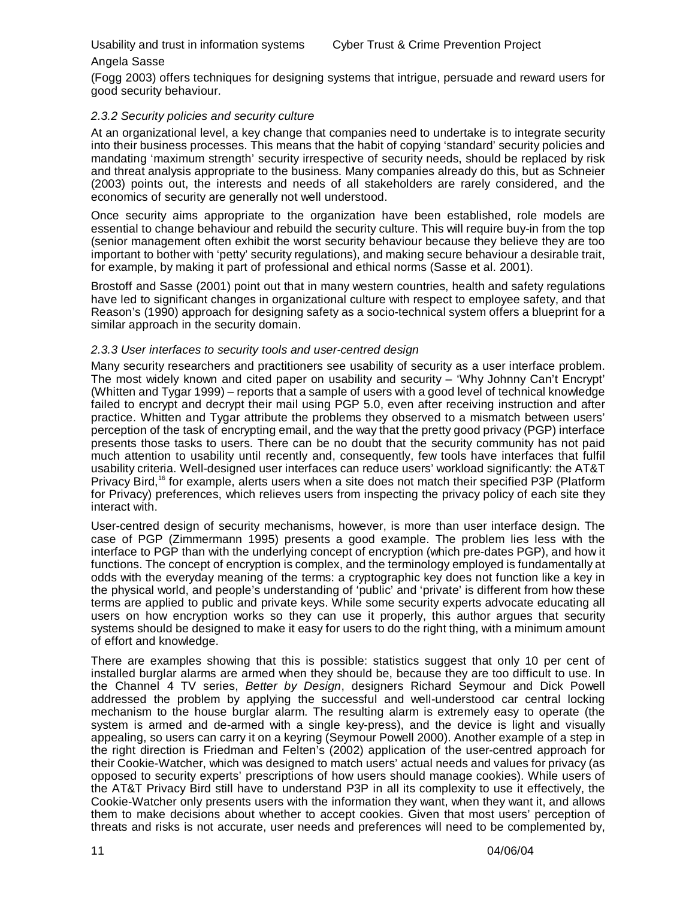(Fogg 2003) offers techniques for designing systems that intrigue, persuade and reward users for good security behaviour.

### *2.3.2 Security policies and security culture*

At an organizational level, a key change that companies need to undertake is to integrate security into their business processes. This means that the habit of copying 'standard' security policies and mandating 'maximum strength' security irrespective of security needs, should be replaced by risk and threat analysis appropriate to the business. Many companies already do this, but as Schneier (2003) points out, the interests and needs of all stakeholders are rarely considered, and the economics of security are generally not well understood.

Once security aims appropriate to the organization have been established, role models are essential to change behaviour and rebuild the security culture. This will require buy-in from the top (senior management often exhibit the worst security behaviour because they believe they are too important to bother with 'petty' security regulations), and making secure behaviour a desirable trait, for example, by making it part of professional and ethical norms (Sasse et al. 2001).

Brostoff and Sasse (2001) point out that in many western countries, health and safety regulations have led to significant changes in organizational culture with respect to employee safety, and that Reason's (1990) approach for designing safety as a socio-technical system offers a blueprint for a similar approach in the security domain.

### *2.3.3 User interfaces to security tools and user-centred design*

Many security researchers and practitioners see usability of security as a user interface problem. The most widely known and cited paper on usability and security – 'Why Johnny Can't Encrypt' (Whitten and Tygar 1999) – reports that a sample of users with a good level of technical knowledge failed to encrypt and decrypt their mail using PGP 5.0, even after receiving instruction and after practice. Whitten and Tygar attribute the problems they observed to a mismatch between users' perception of the task of encrypting email, and the way that the pretty good privacy (PGP) interface presents those tasks to users. There can be no doubt that the security community has not paid much attention to usability until recently and, consequently, few tools have interfaces that fulfil usability criteria. Well-designed user interfaces can reduce users' workload significantly: the AT&T Privacy Bird,[16] for example, alerts users when a site does not match their specified P3P (Platform for Privacy) preferences, which relieves users from inspecting the privacy policy of each site they interact with.

User-centred design of security mechanisms, however, is more than user interface design. The case of PGP (Zimmermann 1995) presents a good example. The problem lies less with the interface to PGP than with the underlying concept of encryption (which pre-dates PGP), and how it functions. The concept of encryption is complex, and the terminology employed is fundamentally at odds with the everyday meaning of the terms: a cryptographic key does not function like a key in the physical world, and people's understanding of 'public' and 'private' is different from how these terms are applied to public and private keys. While some security experts advocate educating all users on how encryption works so they can use it properly, this author argues that security systems should be designed to make it easy for users to do the right thing, with a minimum amount of effort and knowledge.

There are examples showing that this is possible: statistics suggest that only 10 per cent of installed burglar alarms are armed when they should be, because they are too difficult to use. In the Channel 4 TV series, *Better by Design*, designers Richard Seymour and Dick Powell addressed the problem by applying the successful and well-understood car central locking mechanism to the house burglar alarm. The resulting alarm is extremely easy to operate (the system is armed and de-armed with a single key-press), and the device is light and visually appealing, so users can carry it on a keyring (Seymour Powell 2000). Another example of a step in the right direction is Friedman and Felten's (2002) application of the user-centred approach for their Cookie-Watcher, which was designed to match users' actual needs and values for privacy (as opposed to security experts' prescriptions of how users should manage cookies). While users of the AT&T Privacy Bird still have to understand P3P in all its complexity to use it effectively, the Cookie-Watcher only presents users with the information they want, when they want it, and allows them to make decisions about whether to accept cookies. Given that most users' perception of threats and risks is not accurate, user needs and preferences will need to be complemented by,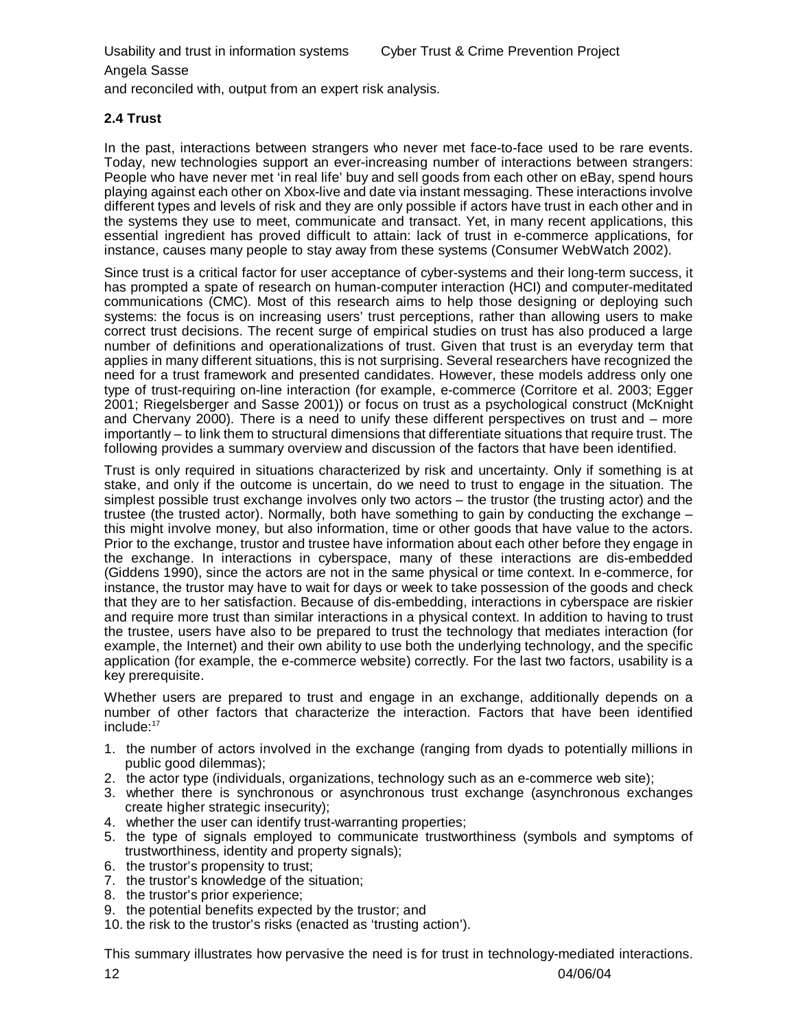and reconciled with, output from an expert risk analysis.

### 2.4 Trust

In the past, interactions between strangers who never met face-to-face used to be rare events. Today, new technologies support an ever-increasing number of interactions between strangers: People who have never met 'in real life' buy and sell goods from each other on eBay, spend hours playing against each other on Xbox-live and date via instant messaging. These interactions involve different types and levels of risk and they are only possible if actors have trust in each other and in the systems they use to meet, communicate and transact. Yet, in many recent applications, this essential ingredient has proved difficult to attain: lack of trust in e-commerce applications, for instance, causes many people to stay away from these systems (Consumer WebWatch 2002).

Since trust is a critical factor for user acceptance of cyber-systems and their long-term success, it has prompted a spate of research on human-computer interaction (HCI) and computer-meditated communications (CMC). Most of this research aims to help those designing or deploying such systems: the focus is on increasing users' trust perceptions, rather than allowing users to make correct trust decisions. The recent surge of empirical studies on trust has also produced a large number of definitions and operationalizations of trust. Given that trust is an everyday term that applies in many different situations, this is not surprising. Several researchers have recognized the need for a trust framework and presented candidates. However, these models address only one type of trust-requiring on-line interaction (for example, e-commerce (Corritore et al. 2003; Egger 2001; Riegelsberger and Sasse 2001)) or focus on trust as a psychological construct (McKnight and Chervany 2000). There is a need to unify these different perspectives on trust and – more importantly – to link them to structural dimensions that differentiate situations that require trust. The following provides a summary overview and discussion of the factors that have been identified.

Trust is only required in situations characterized by risk and uncertainty. Only if something is at stake, and only if the outcome is uncertain, do we need to trust to engage in the situation. The simplest possible trust exchange involves only two actors – the trustor (the trusting actor) and the trustee (the trusted actor). Normally, both have something to gain by conducting the exchange – this might involve money, but also information, time or other goods that have value to the actors. Prior to the exchange, trustor and trustee have information about each other before they engage in the exchange. In interactions in cyberspace, many of these interactions are dis-embedded (Giddens 1990), since the actors are not in the same physical or time context. In e-commerce, for instance, the trustor may have to wait for days or week to take possession of the goods and check that they are to her satisfaction. Because of dis-embedding, interactions in cyberspace are riskier and require more trust than similar interactions in a physical context. In addition to having to trust the trustee, users have also to be prepared to trust the technology that mediates interaction (for example, the Internet) and their own ability to use both the underlying technology, and the specific application (for example, the e-commerce website) correctly. For the last two factors, usability is a key prerequisite.

Whether users are prepared to trust and engage in an exchange, additionally depends on a number of other factors that characterize the interaction. Factors that have been identified include:[17]

1. the number of actors involved in the exchange (ranging from dyads to potentially millions in public good dilemmas);
2. the actor type (individuals, organizations, technology such as an e-commerce web site);
3. whether there is synchronous or asynchronous trust exchange (asynchronous exchanges create higher strategic insecurity);
4. whether the user can identify trust-warranting properties;
5. the type of signals employed to communicate trustworthiness (symbols and symptoms of trustworthiness, identity and property signals);
6. the trustor's propensity to trust;
7. the trustor's knowledge of the situation;
8. the trustor's prior experience;
9. the potential benefits expected by the trustor; and
10. the risk to the trustor's risks (enacted as 'trusting action').

This summary illustrates how pervasive the need is for trust in technology-mediated interactions.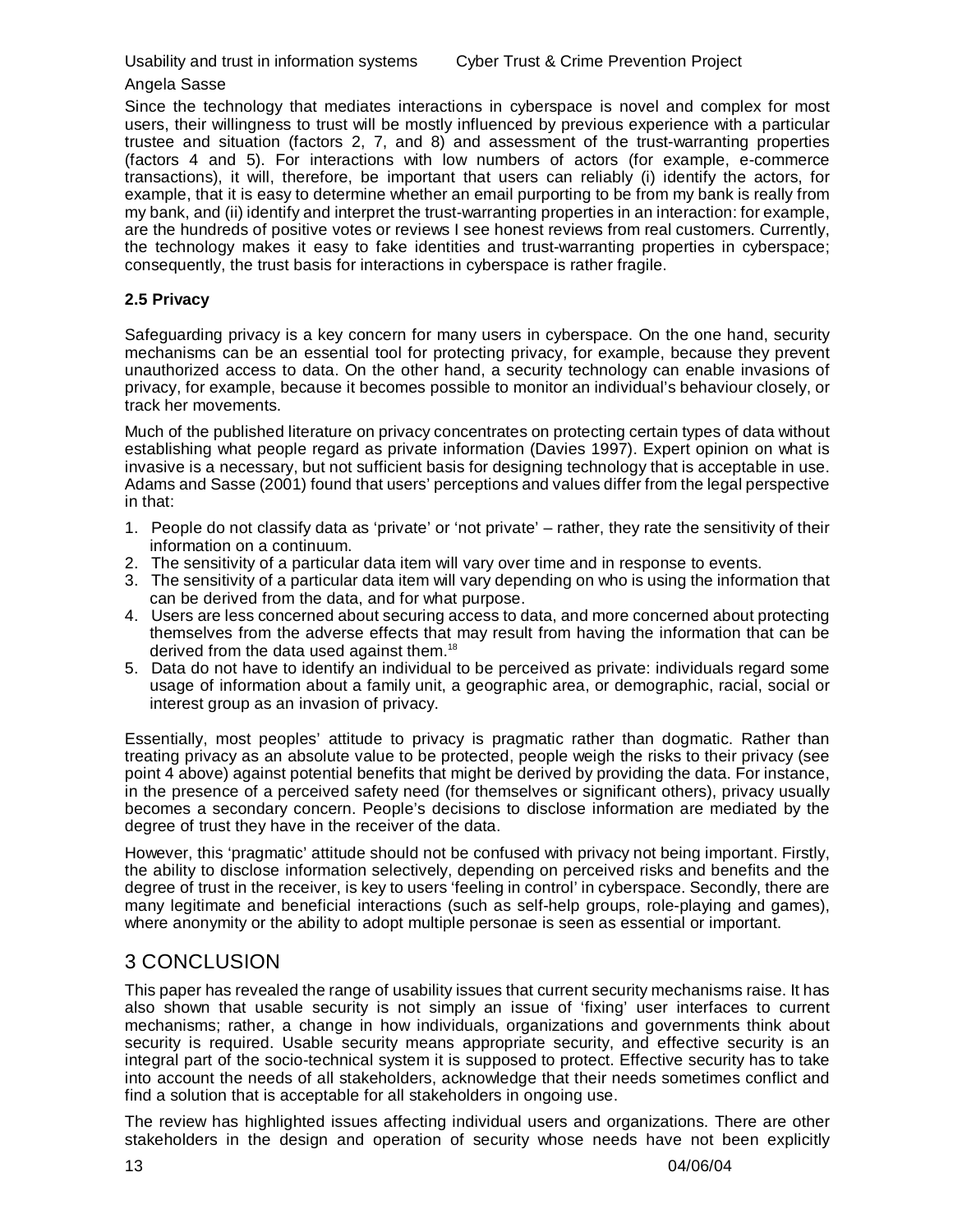Since the technology that mediates interactions in cyberspace is novel and complex for most users, their willingness to trust will be mostly influenced by previous experience with a particular trustee and situation (factors 2, 7, and 8) and assessment of the trust-warranting properties (factors 4 and 5). For interactions with low numbers of actors (for example, e-commerce transactions), it will, therefore, be important that users can reliably (i) identify the actors, for example, that it is easy to determine whether an email purporting to be from my bank is really from my bank, and (ii) identify and interpret the trust-warranting properties in an interaction: for example, are the hundreds of positive votes or reviews I see honest reviews from real customers. Currently, the technology makes it easy to fake identities and trust-warranting properties in cyberspace; consequently, the trust basis for interactions in cyberspace is rather fragile.

### 2.5 Privacy

Safeguarding privacy is a key concern for many users in cyberspace. On the one hand, security mechanisms can be an essential tool for protecting privacy, for example, because they prevent unauthorized access to data. On the other hand, a security technology can enable invasions of privacy, for example, because it becomes possible to monitor an individual's behaviour closely, or track her movements.

Much of the published literature on privacy concentrates on protecting certain types of data without establishing what people regard as private information (Davies 1997). Expert opinion on what is invasive is a necessary, but not sufficient basis for designing technology that is acceptable in use. Adams and Sasse (2001) found that users' perceptions and values differ from the legal perspective in that:

1. People do not classify data as 'private' or 'not private' – rather, they rate the sensitivity of their information on a continuum.
2. The sensitivity of a particular data item will vary over time and in response to events.
3. The sensitivity of a particular data item will vary depending on who is using the information that can be derived from the data, and for what purpose.
4. Users are less concerned about securing access to data, and more concerned about protecting themselves from the adverse effects that may result from having the information that can be derived from the data used against them.[18]
5. Data do not have to identify an individual to be perceived as private: individuals regard some usage of information about a family unit, a geographic area, or demographic, racial, social or interest group as an invasion of privacy.

Essentially, most peoples' attitude to privacy is pragmatic rather than dogmatic. Rather than treating privacy as an absolute value to be protected, people weigh the risks to their privacy (see point 4 above) against potential benefits that might be derived by providing the data. For instance, in the presence of a perceived safety need (for themselves or significant others), privacy usually becomes a secondary concern. People's decisions to disclose information are mediated by the degree of trust they have in the receiver of the data.

However, this 'pragmatic' attitude should not be confused with privacy not being important. Firstly, the ability to disclose information selectively, depending on perceived risks and benefits and the degree of trust in the receiver, is key to users 'feeling in control' in cyberspace. Secondly, there are many legitimate and beneficial interactions (such as self-help groups, role-playing and games), where anonymity or the ability to adopt multiple personae is seen as essential or important.

## 3 CONCLUSION

This paper has revealed the range of usability issues that current security mechanisms raise. It has also shown that usable security is not simply an issue of 'fixing' user interfaces to current mechanisms; rather, a change in how individuals, organizations and governments think about security is required. Usable security means appropriate security, and effective security is an integral part of the socio-technical system it is supposed to protect. Effective security has to take into account the needs of all stakeholders, acknowledge that their needs sometimes conflict and find a solution that is acceptable for all stakeholders in ongoing use.

The review has highlighted issues affecting individual users and organizations. There are other stakeholders in the design and operation of security whose needs have not been explicitly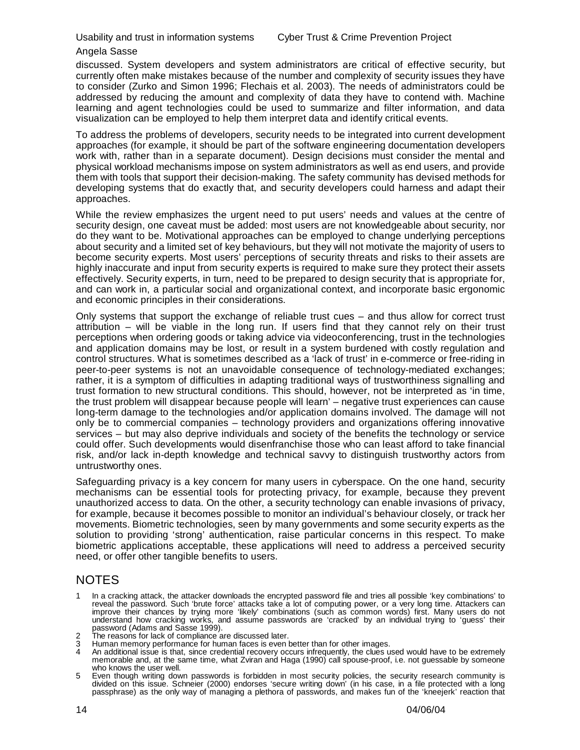discussed. System developers and system administrators are critical of effective security, but currently often make mistakes because of the number and complexity of security issues they have to consider (Zurko and Simon 1996; Flechais et al. 2003). The needs of administrators could be addressed by reducing the amount and complexity of data they have to contend with. Machine learning and agent technologies could be used to summarize and filter information, and data visualization can be employed to help them interpret data and identify critical events.

To address the problems of developers, security needs to be integrated into current development approaches (for example, it should be part of the software engineering documentation developers work with, rather than in a separate document). Design decisions must consider the mental and physical workload mechanisms impose on system administrators as well as end users, and provide them with tools that support their decision-making. The safety community has devised methods for developing systems that do exactly that, and security developers could harness and adapt their approaches.

While the review emphasizes the urgent need to put users' needs and values at the centre of security design, one caveat must be added: most users are not knowledgeable about security, nor do they want to be. Motivational approaches can be employed to change underlying perceptions about security and a limited set of key behaviours, but they will not motivate the majority of users to become security experts. Most users' perceptions of security threats and risks to their assets are highly inaccurate and input from security experts is required to make sure they protect their assets effectively. Security experts, in turn, need to be prepared to design security that is appropriate for, and can work in, a particular social and organizational context, and incorporate basic ergonomic and economic principles in their considerations.

Only systems that support the exchange of reliable trust cues – and thus allow for correct trust attribution – will be viable in the long run. If users find that they cannot rely on their trust perceptions when ordering goods or taking advice via videoconferencing, trust in the technologies and application domains may be lost, or result in a system burdened with costly regulation and control structures. What is sometimes described as a 'lack of trust' in e-commerce or free-riding in peer-to-peer systems is not an unavoidable consequence of technology-mediated exchanges; rather, it is a symptom of difficulties in adapting traditional ways of trustworthiness signalling and trust formation to new structural conditions. This should, however, not be interpreted as 'in time, the trust problem will disappear because people will learn' – negative trust experiences can cause long-term damage to the technologies and/or application domains involved. The damage will not only be to commercial companies – technology providers and organizations offering innovative services – but may also deprive individuals and society of the benefits the technology or service could offer. Such developments would disenfranchise those who can least afford to take financial risk, and/or lack in-depth knowledge and technical savvy to distinguish trustworthy actors from untrustworthy ones.

Safeguarding privacy is a key concern for many users in cyberspace. On the one hand, security mechanisms can be essential tools for protecting privacy, for example, because they prevent unauthorized access to data. On the other, a security technology can enable invasions of privacy, for example, because it becomes possible to monitor an individual's behaviour closely, or track her movements. Biometric technologies, seen by many governments and some security experts as the solution to providing 'strong' authentication, raise particular concerns in this respect. To make biometric applications acceptable, these applications will need to address a perceived security need, or offer other tangible benefits to users.

## NOTES

1. In a cracking attack, the attacker downloads the encrypted password file and tries all possible 'key combinations' to reveal the password. Such 'brute force' attacks take a lot of computing power, or a very long time. Attackers can improve their chances by trying more 'likely' combinations (such as common words) first. Many users do not understand how cracking works, and assume passwords are 'cracked' by an individual trying to 'guess' their password (Adams and Sasse 1999).
2. The reasons for lack of compliance are discussed later.
3. Human memory performance for human faces is even better than for other images.
4. An additional issue is that, since credential recovery occurs infrequently, the clues used would have to be extremely memorable and, at the same time, what Zviran and Haga (1990) call spouse-proof, i.e. not guessable by someone who knows the user well.
5. Even though writing down passwords is forbidden in most security policies, the security research community is divided on this issue. Schneier (2000) endorses 'secure writing down' (in his case, in a file protected with a long passphrase) as the only way of managing a plethora of passwords, and makes fun of the 'kneejerk' reaction that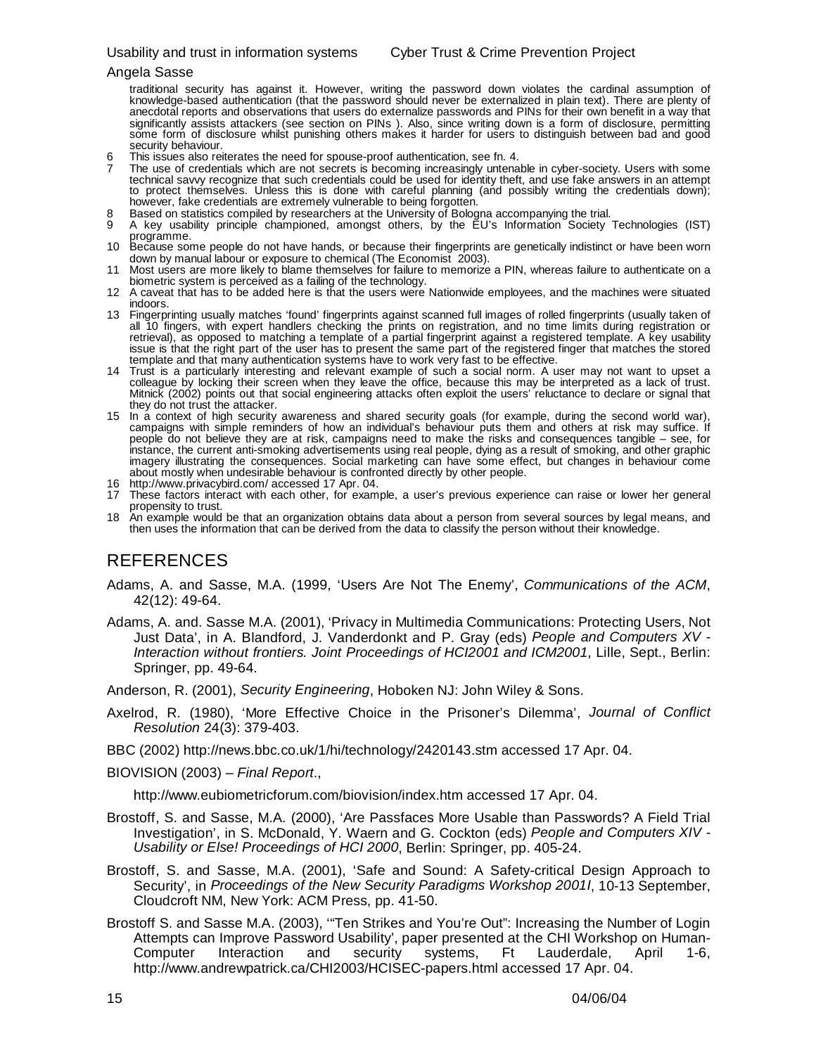traditional security has against it. However, writing the password down violates the cardinal assumption of knowledge-based authentication (that the password should never be externalized in plain text). There are plenty of anecdotal reports and observations that users do externalize passwords and PINs for their own benefit in a way that significantly assists attackers (see section on PINs ). Also, since writing down is a form of disclosure, permitting some form of disclosure whilst punishing others makes it harder for users to distinguish between bad and good security behaviour.

6 This issues also reiterates the need for spouse-proof authentication, see fn. 4.

7 The use of credentials which are not secrets is becoming increasingly untenable in cyber-society. Users with some technical savvy recognize that such credentials could be used for identity theft, and use fake answers in an attempt to protect themselves. Unless this is done with careful planning (and possibly writing the credentials down); however, fake credentials are extremely vulnerable to being forgotten.

8 Based on statistics compiled by researchers at the University of Bologna accompanying the trial.

9 A key usability principle championed, amongst others, by the EU's Information Society Technologies (IST) programme.

10 Because some people do not have hands, or because their fingerprints are genetically indistinct or have been worn down by manual labour or exposure to chemical (The Economist 2003).

11 Most users are more likely to blame themselves for failure to memorize a PIN, whereas failure to authenticate on a biometric system is perceived as a failing of the technology.

12 A caveat that has to be added here is that the users were Nationwide employees, and the machines were situated indoors.

13 Fingerprinting usually matches 'found' fingerprints against scanned full images of rolled fingerprints (usually taken of all 10 fingers, with expert handlers checking the prints on registration, and no time limits during registration or retrieval), as opposed to matching a template of a partial fingerprint against a registered template. A key usability issue is that the right part of the user has to present the same part of the registered finger that matches the stored template and that many authentication systems have to work very fast to be effective.

14 Trust is a particularly interesting and relevant example of such a social norm. A user may not want to upset a colleague by locking their screen when they leave the office, because this may be interpreted as a lack of trust. Mitnick (2002) points out that social engineering attacks often exploit the users' reluctance to declare or signal that they do not trust the attacker.

15 In a context of high security awareness and shared security goals (for example, during the second world war), campaigns with simple reminders of how an individual's behaviour puts them and others at risk may suffice. If people do not believe they are at risk, campaigns need to make the risks and consequences tangible – see, for instance, the current anti-smoking advertisements using real people, dying as a result of smoking, and other graphic imagery illustrating the consequences. Social marketing can have some effect, but changes in behaviour come about mostly when undesirable behaviour is confronted directly by other people.

16 http://www.privacybird.com/ accessed 17 Apr. 04.

17 These factors interact with each other, for example, a user's previous experience can raise or lower her general propensity to trust.

18 An example would be that an organization obtains data about a person from several sources by legal means, and then uses the information that can be derived from the data to classify the person without their knowledge.

## REFERENCES

Adams, A. and Sasse, M.A. (1999, 'Users Are Not The Enemy', *Communications of the ACM*, 42(12): 49-64.

Adams, A. and. Sasse M.A. (2001), 'Privacy in Multimedia Communications: Protecting Users, Not Just Data', in A. Blandford, J. Vanderdonkt and P. Gray (eds) *People and Computers XV - Interaction without frontiers. Joint Proceedings of HCI2001 and ICM2001*, Lille, Sept., Berlin: Springer, pp. 49-64.

Anderson, R. (2001), *Security Engineering*, Hoboken NJ: John Wiley & Sons.

Axelrod, R. (1980), 'More Effective Choice in the Prisoner's Dilemma', *Journal of Conflict Resolution* 24(3): 379-403.

BBC (2002) http://news.bbc.co.uk/1/hi/technology/2420143.stm accessed 17 Apr. 04.

BIOVISION (2003) – *Final Report*.,

http://www.eubiometricforum.com/biovision/index.htm accessed 17 Apr. 04.

Brostoff, S. and Sasse, M.A. (2000), 'Are Passfaces More Usable than Passwords? A Field Trial Investigation', in S. McDonald, Y. Waern and G. Cockton (eds) *People and Computers XIV - Usability or Else! Proceedings of HCI 2000*, Berlin: Springer, pp. 405-24.

Brostoff, S. and Sasse, M.A. (2001), 'Safe and Sound: A Safety-critical Design Approach to Security', in *Proceedings of the New Security Paradigms Workshop 2001I*, 10-13 September, Cloudcroft NM, New York: ACM Press, pp. 41-50.

Brostoff S. and Sasse M.A. (2003), '"Ten Strikes and You're Out": Increasing the Number of Login Attempts can Improve Password Usability', paper presented at the CHI Workshop on Human-Computer Interaction and security systems, Ft Lauderdale, April 1-6, http://www.andrewpatrick.ca/CHI2003/HCISEC-papers.html accessed 17 Apr. 04.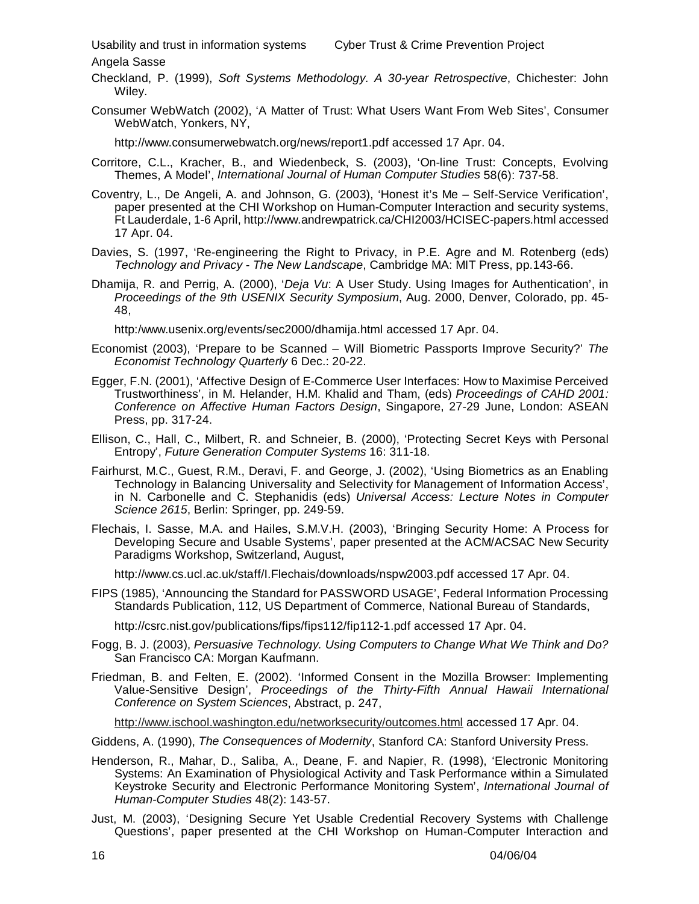Checkland, P. (1999), *Soft Systems Methodology. A 30-year Retrospective*, Chichester: John Wiley.

Consumer WebWatch (2002), 'A Matter of Trust: What Users Want From Web Sites', Consumer WebWatch, Yonkers, NY,

http://www.consumerwebwatch.org/news/report1.pdf accessed 17 Apr. 04.

Corritore, C.L., Kracher, B., and Wiedenbeck, S. (2003), 'On-line Trust: Concepts, Evolving Themes, A Model', *International Journal of Human Computer Studies* 58(6): 737-58.

Coventry, L., De Angeli, A. and Johnson, G. (2003), 'Honest it's Me – Self-Service Verification', paper presented at the CHI Workshop on Human-Computer Interaction and security systems, Ft Lauderdale, 1-6 April, http://www.andrewpatrick.ca/CHI2003/HCISEC-papers.html accessed 17 Apr. 04.

Davies, S. (1997, 'Re-engineering the Right to Privacy, in P.E. Agre and M. Rotenberg (eds) *Technology and Privacy - The New Landscape*, Cambridge MA: MIT Press, pp.143-66.

Dhamija, R. and Perrig, A. (2000), '*Deja Vu*: A User Study. Using Images for Authentication', in *Proceedings of the 9th USENIX Security Symposium*, Aug. 2000, Denver, Colorado, pp. 45-48,

http:/www.usenix.org/events/sec2000/dhamija.html accessed 17 Apr. 04.

Economist (2003), 'Prepare to be Scanned – Will Biometric Passports Improve Security?' *The Economist Technology Quarterly* 6 Dec.: 20-22.

Egger, F.N. (2001), 'Affective Design of E-Commerce User Interfaces: How to Maximise Perceived Trustworthiness', in M. Helander, H.M. Khalid and Tham, (eds) *Proceedings of CAHD 2001: Conference on Affective Human Factors Design*, Singapore, 27-29 June, London: ASEAN Press, pp. 317-24.

Ellison, C., Hall, C., Milbert, R. and Schneier, B. (2000), 'Protecting Secret Keys with Personal Entropy', *Future Generation Computer Systems* 16: 311-18.

Fairhurst, M.C., Guest, R.M., Deravi, F. and George, J. (2002), 'Using Biometrics as an Enabling Technology in Balancing Universality and Selectivity for Management of Information Access', in N. Carbonelle and C. Stephanidis (eds) *Universal Access: Lecture Notes in Computer Science 2615*, Berlin: Springer, pp. 249-59.

Flechais, I. Sasse, M.A. and Hailes, S.M.V.H. (2003), 'Bringing Security Home: A Process for Developing Secure and Usable Systems', paper presented at the ACM/ACSAC New Security Paradigms Workshop, Switzerland, August,

http://www.cs.ucl.ac.uk/staff/I.Flechais/downloads/nspw2003.pdf accessed 17 Apr. 04.

FIPS (1985), 'Announcing the Standard for PASSWORD USAGE', Federal Information Processing Standards Publication, 112, US Department of Commerce, National Bureau of Standards,

http://csrc.nist.gov/publications/fips/fips112/fip112-1.pdf accessed 17 Apr. 04.

Fogg, B. J. (2003), *Persuasive Technology. Using Computers to Change What We Think and Do?* San Francisco CA: Morgan Kaufmann.

Friedman, B. and Felten, E. (2002). 'Informed Consent in the Mozilla Browser: Implementing Value-Sensitive Design', *Proceedings of the Thirty-Fifth Annual Hawaii International Conference on System Sciences*, Abstract, p. 247,

http://www.ischool.washington.edu/networksecurity/outcomes.html accessed 17 Apr. 04.

Giddens, A. (1990), *The Consequences of Modernity*, Stanford CA: Stanford University Press.

Henderson, R., Mahar, D., Saliba, A., Deane, F. and Napier, R. (1998), 'Electronic Monitoring Systems: An Examination of Physiological Activity and Task Performance within a Simulated Keystroke Security and Electronic Performance Monitoring System', *International Journal of Human-Computer Studies* 48(2): 143-57.

Just, M. (2003), 'Designing Secure Yet Usable Credential Recovery Systems with Challenge Questions', paper presented at the CHI Workshop on Human-Computer Interaction and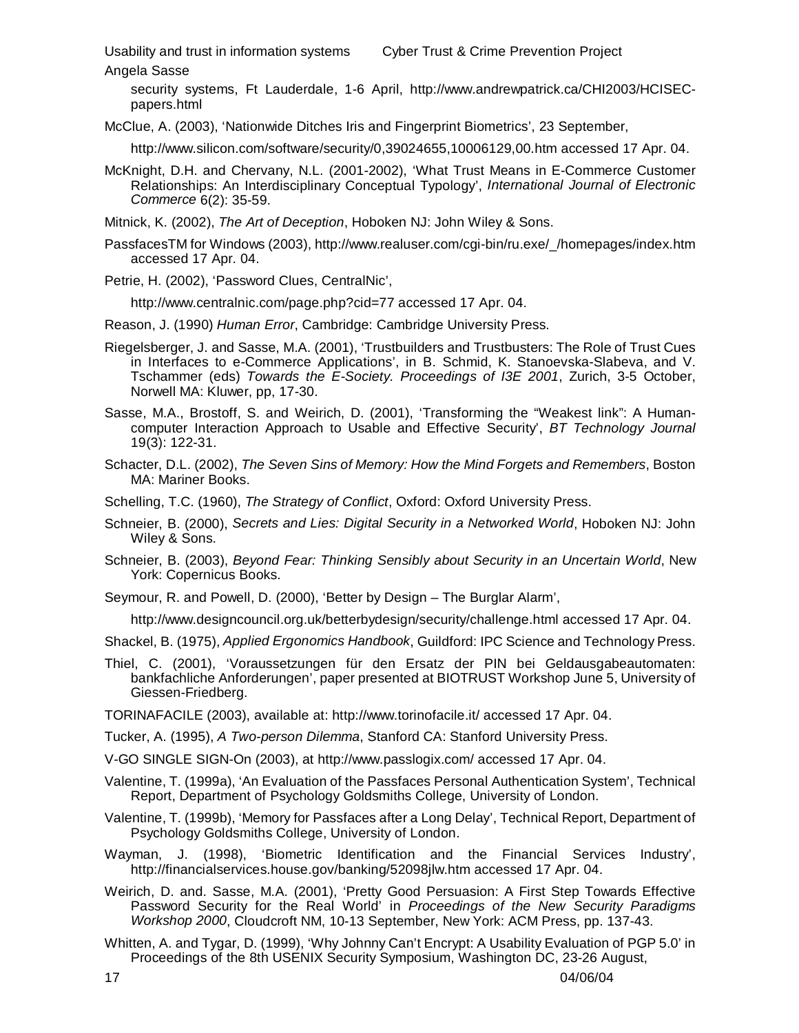security systems, Ft Lauderdale, 1-6 April, http://www.andrewpatrick.ca/CHI2003/HCISEC-papers.html

McClue, A. (2003), 'Nationwide Ditches Iris and Fingerprint Biometrics', 23 September,

http://www.silicon.com/software/security/0,39024655,10006129,00.htm accessed 17 Apr. 04.

McKnight, D.H. and Chervany, N.L. (2001-2002), 'What Trust Means in E-Commerce Customer Relationships: An Interdisciplinary Conceptual Typology', *International Journal of Electronic Commerce* 6(2): 35-59.

Mitnick, K. (2002), *The Art of Deception*, Hoboken NJ: John Wiley & Sons.

PassfacesTM for Windows (2003), http://www.realuser.com/cgi-bin/ru.exe/_/homepages/index.htm accessed 17 Apr. 04.

Petrie, H. (2002), 'Password Clues, CentralNic',

http://www.centralnic.com/page.php?cid=77 accessed 17 Apr. 04.

Reason, J. (1990) *Human Error*, Cambridge: Cambridge University Press.

Riegelsberger, J. and Sasse, M.A. (2001), 'Trustbuilders and Trustbusters: The Role of Trust Cues in Interfaces to e-Commerce Applications', in B. Schmid, K. Stanoevska-Slabeva, and V. Tschammer (eds) *Towards the E-Society. Proceedings of I3E 2001*, Zurich, 3-5 October, Norwell MA: Kluwer, pp, 17-30.

Sasse, M.A., Brostoff, S. and Weirich, D. (2001), 'Transforming the "Weakest link": A Human-computer Interaction Approach to Usable and Effective Security', *BT Technology Journal* 19(3): 122-31.

Schacter, D.L. (2002), *The Seven Sins of Memory: How the Mind Forgets and Remembers*, Boston MA: Mariner Books.

Schelling, T.C. (1960), *The Strategy of Conflict*, Oxford: Oxford University Press.

Schneier, B. (2000), *Secrets and Lies: Digital Security in a Networked World*, Hoboken NJ: John Wiley & Sons.

Schneier, B. (2003), *Beyond Fear: Thinking Sensibly about Security in an Uncertain World*, New York: Copernicus Books.

Seymour, R. and Powell, D. (2000), 'Better by Design – The Burglar Alarm',

http://www.designcouncil.org.uk/betterbydesign/security/challenge.html accessed 17 Apr. 04.

Shackel, B. (1975), *Applied Ergonomics Handbook*, Guildford: IPC Science and Technology Press.

Thiel, C. (2001), 'Voraussetzungen für den Ersatz der PIN bei Geldausgabeautomaten: bankfachliche Anforderungen', paper presented at BIOTRUST Workshop June 5, University of Giessen-Friedberg.

TORINAFACILE (2003), available at: http://www.torinofacile.it/ accessed 17 Apr. 04.

Tucker, A. (1995), *A Two-person Dilemma*, Stanford CA: Stanford University Press.

V-GO SINGLE SIGN-On (2003), at http://www.passlogix.com/ accessed 17 Apr. 04.

Valentine, T. (1999a), 'An Evaluation of the Passfaces Personal Authentication System', Technical Report, Department of Psychology Goldsmiths College, University of London.

Valentine, T. (1999b), 'Memory for Passfaces after a Long Delay', Technical Report, Department of Psychology Goldsmiths College, University of London.

Wayman, J. (1998), 'Biometric Identification and the Financial Services Industry', http://financialservices.house.gov/banking/52098jlw.htm accessed 17 Apr. 04.

Weirich, D. and. Sasse, M.A. (2001), 'Pretty Good Persuasion: A First Step Towards Effective Password Security for the Real World' in *Proceedings of the New Security Paradigms Workshop 2000*, Cloudcroft NM, 10-13 September, New York: ACM Press, pp. 137-43.

Whitten, A. and Tygar, D. (1999), 'Why Johnny Can't Encrypt: A Usability Evaluation of PGP 5.0' in Proceedings of the 8th USENIX Security Symposium, Washington DC, 23-26 August,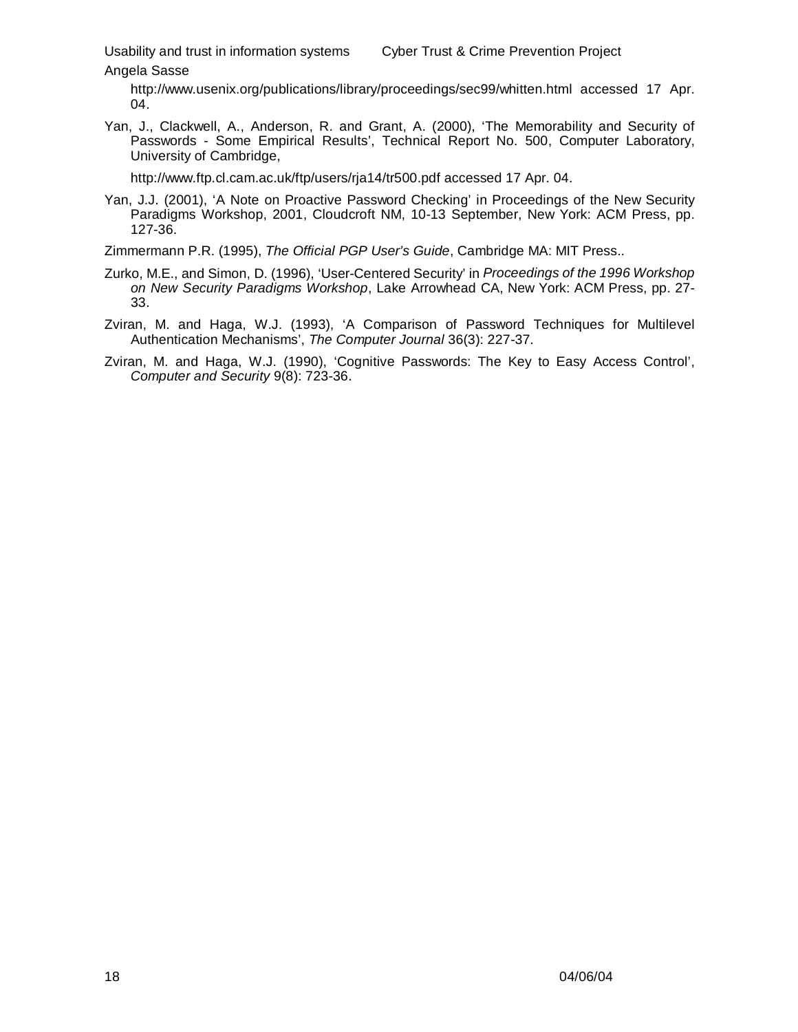http://www.usenix.org/publications/library/proceedings/sec99/whitten.html accessed 17 Apr. 04.

Yan, J., Clackwell, A., Anderson, R. and Grant, A. (2000), 'The Memorability and Security of Passwords - Some Empirical Results', Technical Report No. 500, Computer Laboratory, University of Cambridge,

http://www.ftp.cl.cam.ac.uk/ftp/users/rja14/tr500.pdf accessed 17 Apr. 04.

Yan, J.J. (2001), 'A Note on Proactive Password Checking' in Proceedings of the New Security Paradigms Workshop, 2001, Cloudcroft NM, 10-13 September, New York: ACM Press, pp. 127-36.

Zimmermann P.R. (1995), *The Official PGP User's Guide*, Cambridge MA: MIT Press..

Zurko, M.E., and Simon, D. (1996), 'User-Centered Security' in *Proceedings of the 1996 Workshop on New Security Paradigms Workshop*, Lake Arrowhead CA, New York: ACM Press, pp. 27-33.

Zviran, M. and Haga, W.J. (1993), 'A Comparison of Password Techniques for Multilevel Authentication Mechanisms', *The Computer Journal* 36(3): 227-37.

Zviran, M. and Haga, W.J. (1990), 'Cognitive Passwords: The Key to Easy Access Control', *Computer and Security* 9(8): 723-36.